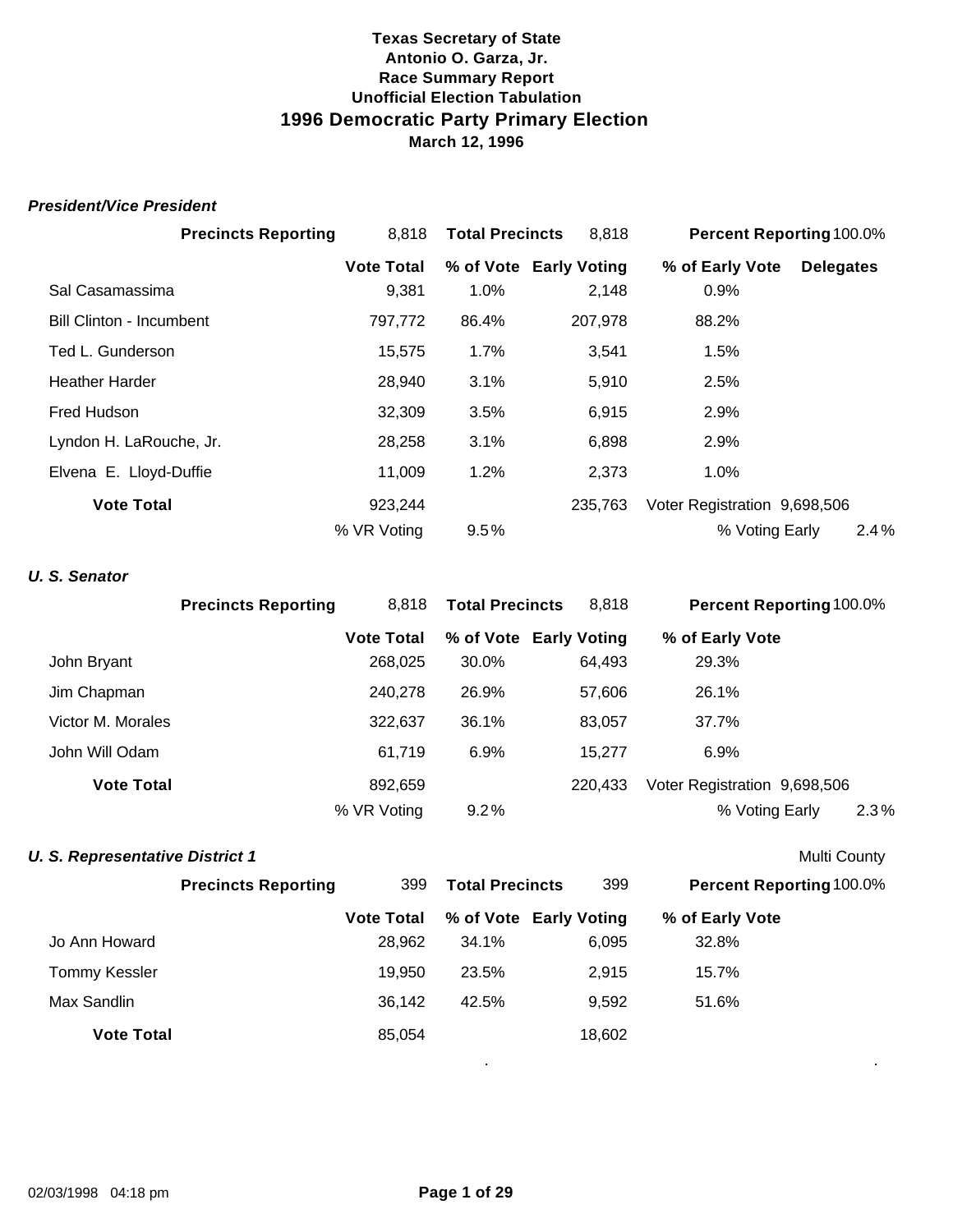**Texas Secretary of State**
**Antonio O. Garza, Jr.**
**Race Summary Report**
**Unofficial Election Tabulation**

# 1996 Democratic Party Primary Election

**March 12, 1996**

### *President/Vice President*

| **Precincts Reporting** | 8,818 | **Total Precincts** | 8,818 | **Percent Reporting** 100.0% | |
|---|---|---|---|---|---|
| | **Vote Total** | **% of Vote** | **Early Voting** | **% of Early Vote** | **Delegates** |
| Sal Casamassima | 9,381 | 1.0% | 2,148 | 0.9% | |
| Bill Clinton - Incumbent | 797,772 | 86.4% | 207,978 | 88.2% | |
| Ted L. Gunderson | 15,575 | 1.7% | 3,541 | 1.5% | |
| Heather Harder | 28,940 | 3.1% | 5,910 | 2.5% | |
| Fred Hudson | 32,309 | 3.5% | 6,915 | 2.9% | |
| Lyndon H. LaRouche, Jr. | 28,258 | 3.1% | 6,898 | 2.9% | |
| Elvena E. Lloyd-Duffie | 11,009 | 1.2% | 2,373 | 1.0% | |
| **Vote Total** | 923,244 | | 235,763 | Voter Registration 9,698,506 | |
| | % VR Voting | 9.5% | | % Voting Early | 2.4% |

### *U. S. Senator*

| **Precincts Reporting** | 8,818 | **Total Precincts** | 8,818 | **Percent Reporting** 100.0% | |
|---|---|---|---|---|---|
| | **Vote Total** | **% of Vote** | **Early Voting** | **% of Early Vote** | |
| John Bryant | 268,025 | 30.0% | 64,493 | 29.3% | |
| Jim Chapman | 240,278 | 26.9% | 57,606 | 26.1% | |
| Victor M. Morales | 322,637 | 36.1% | 83,057 | 37.7% | |
| John Will Odam | 61,719 | 6.9% | 15,277 | 6.9% | |
| **Vote Total** | 892,659 | | 220,433 | Voter Registration 9,698,506 | |
| | % VR Voting | 9.2% | | % Voting Early | 2.3% |

### *U. S. Representative District 1*

Multi County

| **Precincts Reporting** | 399 | **Total Precincts** | 399 | **Percent Reporting** 100.0% |
|---|---|---|---|---|
| | **Vote Total** | **% of Vote** | **Early Voting** | **% of Early Vote** |
| Jo Ann Howard | 28,962 | 34.1% | 6,095 | 32.8% |
| Tommy Kessler | 19,950 | 23.5% | 2,915 | 15.7% |
| Max Sandlin | 36,142 | 42.5% | 9,592 | 51.6% |
| **Vote Total** | 85,054 | | 18,602 | |

02/03/1998 04:18 pm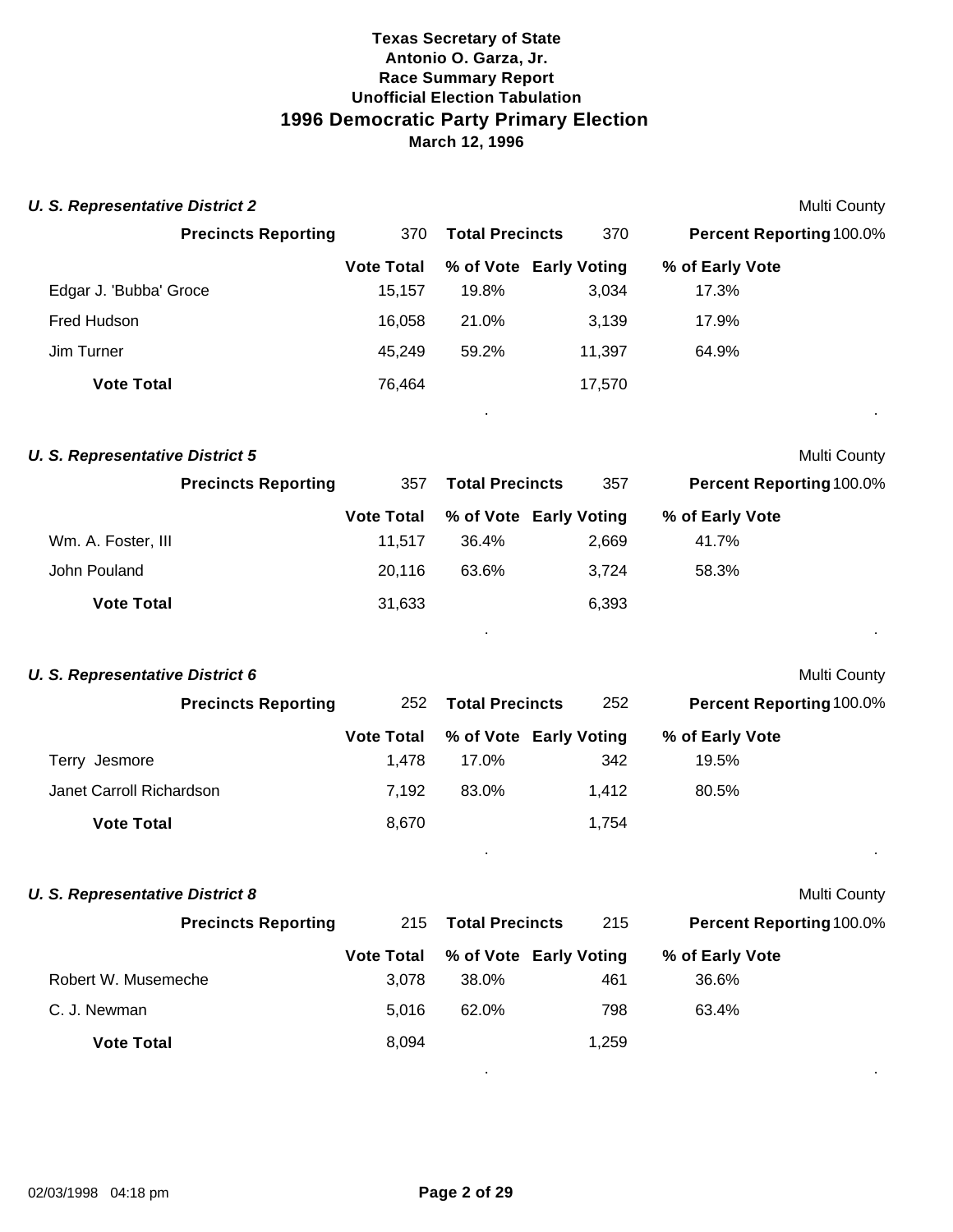**Texas Secretary of State**
**Antonio O. Garza, Jr.**
**Race Summary Report**
**Unofficial Election Tabulation**

# 1996 Democratic Party Primary Election

**March 12, 1996**

### *U. S. Representative District 2*

Multi County

**Precincts Reporting** 370 **Total Precincts** 370 **Percent Reporting** 100.0%

| | Vote Total | % of Vote | Early Voting | % of Early Vote |
|---|---|---|---|---|
| Edgar J. 'Bubba' Groce | 15,157 | 19.8% | 3,034 | 17.3% |
| Fred Hudson | 16,058 | 21.0% | 3,139 | 17.9% |
| Jim Turner | 45,249 | 59.2% | 11,397 | 64.9% |
| **Vote Total** | 76,464 | | 17,570 | |

### *U. S. Representative District 5*

Multi County

**Precincts Reporting** 357 **Total Precincts** 357 **Percent Reporting** 100.0%

| | Vote Total | % of Vote | Early Voting | % of Early Vote |
|---|---|---|---|---|
| Wm. A. Foster, III | 11,517 | 36.4% | 2,669 | 41.7% |
| John Pouland | 20,116 | 63.6% | 3,724 | 58.3% |
| **Vote Total** | 31,633 | | 6,393 | |

### *U. S. Representative District 6*

Multi County

**Precincts Reporting** 252 **Total Precincts** 252 **Percent Reporting** 100.0%

| | Vote Total | % of Vote | Early Voting | % of Early Vote |
|---|---|---|---|---|
| Terry Jesmore | 1,478 | 17.0% | 342 | 19.5% |
| Janet Carroll Richardson | 7,192 | 83.0% | 1,412 | 80.5% |
| **Vote Total** | 8,670 | | 1,754 | |

### *U. S. Representative District 8*

Multi County

**Precincts Reporting** 215 **Total Precincts** 215 **Percent Reporting** 100.0%

| | Vote Total | % of Vote | Early Voting | % of Early Vote |
|---|---|---|---|---|
| Robert W. Musemeche | 3,078 | 38.0% | 461 | 36.6% |
| C. J. Newman | 5,016 | 62.0% | 798 | 63.4% |
| **Vote Total** | 8,094 | | 1,259 | |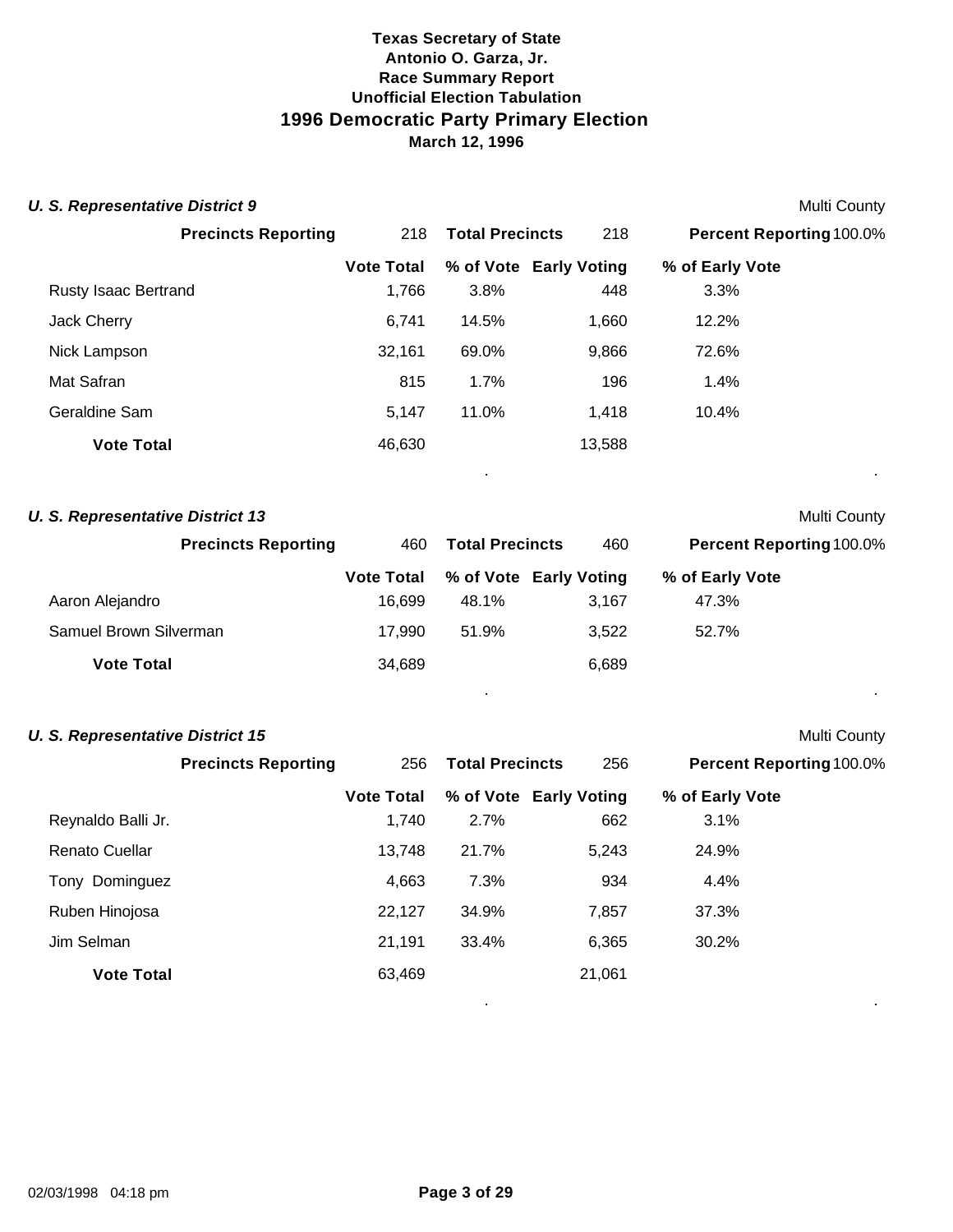**Texas Secretary of State**
**Antonio O. Garza, Jr.**
**Race Summary Report**
**Unofficial Election Tabulation**

# 1996 Democratic Party Primary Election

**March 12, 1996**

### *U. S. Representative District 9*

Multi County

| Precincts Reporting | 218 | Total Precincts | 218 | Percent Reporting 100.0% |
|---|---|---|---|---|
| | **Vote Total** | **% of Vote** | **Early Voting** | **% of Early Vote** |
| Rusty Isaac Bertrand | 1,766 | 3.8% | 448 | 3.3% |
| Jack Cherry | 6,741 | 14.5% | 1,660 | 12.2% |
| Nick Lampson | 32,161 | 69.0% | 9,866 | 72.6% |
| Mat Safran | 815 | 1.7% | 196 | 1.4% |
| Geraldine Sam | 5,147 | 11.0% | 1,418 | 10.4% |
| **Vote Total** | 46,630 | | 13,588 | |

### *U. S. Representative District 13*

Multi County

| Precincts Reporting | 460 | Total Precincts | 460 | Percent Reporting 100.0% |
|---|---|---|---|---|
| | **Vote Total** | **% of Vote** | **Early Voting** | **% of Early Vote** |
| Aaron Alejandro | 16,699 | 48.1% | 3,167 | 47.3% |
| Samuel Brown Silverman | 17,990 | 51.9% | 3,522 | 52.7% |
| **Vote Total** | 34,689 | | 6,689 | |

### *U. S. Representative District 15*

Multi County

| Precincts Reporting | 256 | Total Precincts | 256 | Percent Reporting 100.0% |
|---|---|---|---|---|
| | **Vote Total** | **% of Vote** | **Early Voting** | **% of Early Vote** |
| Reynaldo Balli Jr. | 1,740 | 2.7% | 662 | 3.1% |
| Renato Cuellar | 13,748 | 21.7% | 5,243 | 24.9% |
| Tony Dominguez | 4,663 | 7.3% | 934 | 4.4% |
| Ruben Hinojosa | 22,127 | 34.9% | 7,857 | 37.3% |
| Jim Selman | 21,191 | 33.4% | 6,365 | 30.2% |
| **Vote Total** | 63,469 | | 21,061 | |

02/03/1998 04:18 pm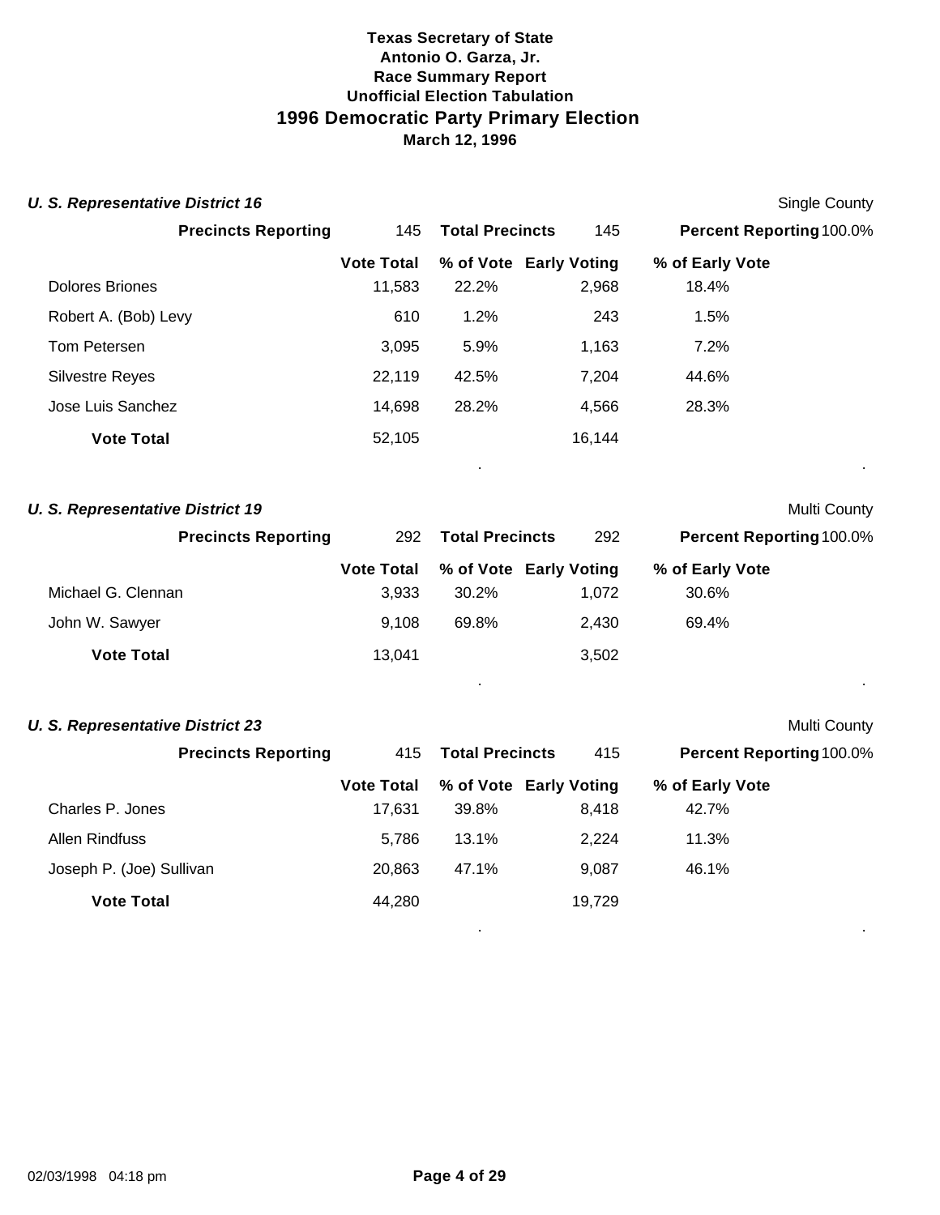**Texas Secretary of State**
**Antonio O. Garza, Jr.**
**Race Summary Report**
**Unofficial Election Tabulation**

# 1996 Democratic Party Primary Election

**March 12, 1996**

### *U. S. Representative District 16*

Single County

**Precincts Reporting** 145 **Total Precincts** 145 **Percent Reporting** 100.0%

| | Vote Total | % of Vote | Early Voting | % of Early Vote |
|---|---|---|---|---|
| Dolores Briones | 11,583 | 22.2% | 2,968 | 18.4% |
| Robert A. (Bob) Levy | 610 | 1.2% | 243 | 1.5% |
| Tom Petersen | 3,095 | 5.9% | 1,163 | 7.2% |
| Silvestre Reyes | 22,119 | 42.5% | 7,204 | 44.6% |
| Jose Luis Sanchez | 14,698 | 28.2% | 4,566 | 28.3% |
| **Vote Total** | 52,105 | | 16,144 | |

### *U. S. Representative District 19*

Multi County

**Precincts Reporting** 292 **Total Precincts** 292 **Percent Reporting** 100.0%

| | Vote Total | % of Vote | Early Voting | % of Early Vote |
|---|---|---|---|---|
| Michael G. Clennan | 3,933 | 30.2% | 1,072 | 30.6% |
| John W. Sawyer | 9,108 | 69.8% | 2,430 | 69.4% |
| **Vote Total** | 13,041 | | 3,502 | |

### *U. S. Representative District 23*

Multi County

**Precincts Reporting** 415 **Total Precincts** 415 **Percent Reporting** 100.0%

| | Vote Total | % of Vote | Early Voting | % of Early Vote |
|---|---|---|---|---|
| Charles P. Jones | 17,631 | 39.8% | 8,418 | 42.7% |
| Allen Rindfuss | 5,786 | 13.1% | 2,224 | 11.3% |
| Joseph P. (Joe) Sullivan | 20,863 | 47.1% | 9,087 | 46.1% |
| **Vote Total** | 44,280 | | 19,729 | |

02/03/1998 04:18 pm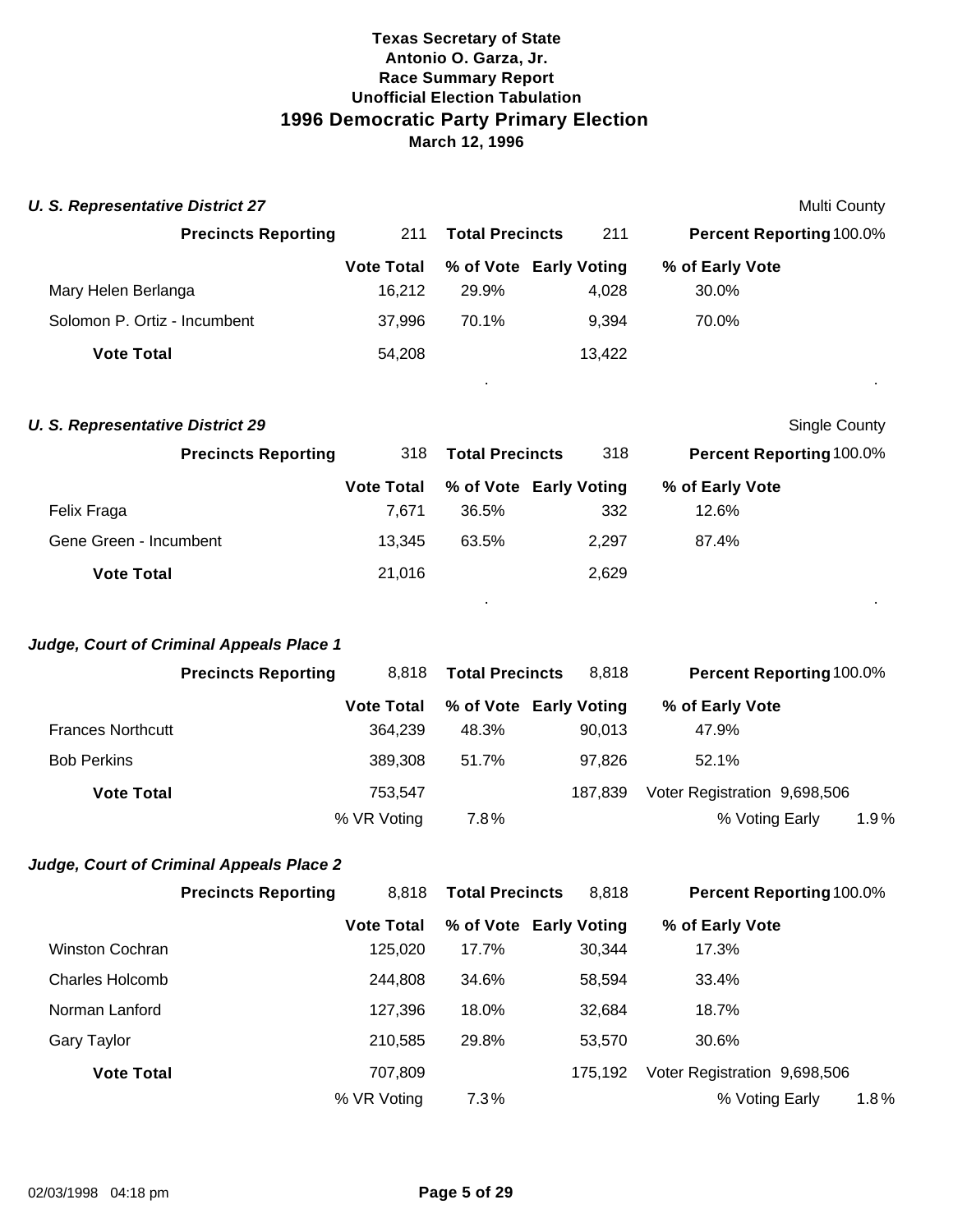**Texas Secretary of State**
**Antonio O. Garza, Jr.**
**Race Summary Report**
**Unofficial Election Tabulation**

# 1996 Democratic Party Primary Election

**March 12, 1996**

## *U. S. Representative District 27*

Multi County

| Precincts Reporting | 211 | Total Precincts | 211 | Percent Reporting | 100.0% |
|---|---|---|---|---|---|

| | Vote Total | % of Vote | Early Voting | % of Early Vote |
|---|---|---|---|---|
| Mary Helen Berlanga | 16,212 | 29.9% | 4,028 | 30.0% |
| Solomon P. Ortiz - Incumbent | 37,996 | 70.1% | 9,394 | 70.0% |
| **Vote Total** | 54,208 | | 13,422 | |

## *U. S. Representative District 29*

Single County

| Precincts Reporting | 318 | Total Precincts | 318 | Percent Reporting | 100.0% |
|---|---|---|---|---|---|

| | Vote Total | % of Vote | Early Voting | % of Early Vote |
|---|---|---|---|---|
| Felix Fraga | 7,671 | 36.5% | 332 | 12.6% |
| Gene Green - Incumbent | 13,345 | 63.5% | 2,297 | 87.4% |
| **Vote Total** | 21,016 | | 2,629 | |

## *Judge, Court of Criminal Appeals Place 1*

| Precincts Reporting | 8,818 | Total Precincts | 8,818 | Percent Reporting | 100.0% |
|---|---|---|---|---|---|

| | Vote Total | % of Vote | Early Voting | % of Early Vote | |
|---|---|---|---|---|---|
| Frances Northcutt | 364,239 | 48.3% | 90,013 | 47.9% | |
| Bob Perkins | 389,308 | 51.7% | 97,826 | 52.1% | |
| **Vote Total** | 753,547 | | 187,839 | Voter Registration | 9,698,506 |
| | % VR Voting | 7.8% | | % Voting Early | 1.9% |

## *Judge, Court of Criminal Appeals Place 2*

| Precincts Reporting | 8,818 | Total Precincts | 8,818 | Percent Reporting | 100.0% |
|---|---|---|---|---|---|

| | Vote Total | % of Vote | Early Voting | % of Early Vote | |
|---|---|---|---|---|---|
| Winston Cochran | 125,020 | 17.7% | 30,344 | 17.3% | |
| Charles Holcomb | 244,808 | 34.6% | 58,594 | 33.4% | |
| Norman Lanford | 127,396 | 18.0% | 32,684 | 18.7% | |
| Gary Taylor | 210,585 | 29.8% | 53,570 | 30.6% | |
| **Vote Total** | 707,809 | | 175,192 | Voter Registration | 9,698,506 |
| | % VR Voting | 7.3% | | % Voting Early | 1.8% |

02/03/1998 04:18 pm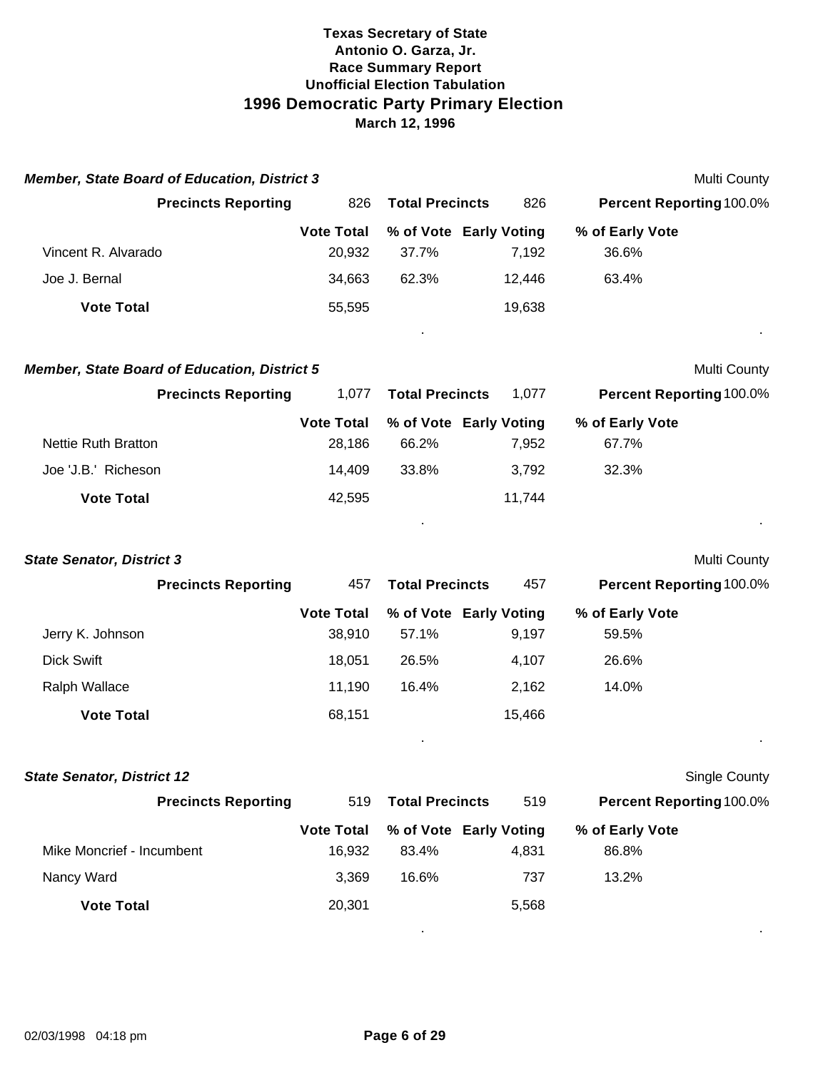**Texas Secretary of State**
**Antonio O. Garza, Jr.**
**Race Summary Report**
**Unofficial Election Tabulation**

# 1996 Democratic Party Primary Election

**March 12, 1996**

### *Member, State Board of Education, District 3*

Multi County

**Precincts Reporting** 826 **Total Precincts** 826 **Percent Reporting** 100.0%

| | Vote Total | % of Vote | Early Voting | % of Early Vote |
|---|---|---|---|---|
| Vincent R. Alvarado | 20,932 | 37.7% | 7,192 | 36.6% |
| Joe J. Bernal | 34,663 | 62.3% | 12,446 | 63.4% |
| **Vote Total** | 55,595 | | 19,638 | |

### *Member, State Board of Education, District 5*

Multi County

**Precincts Reporting** 1,077 **Total Precincts** 1,077 **Percent Reporting** 100.0%

| | Vote Total | % of Vote | Early Voting | % of Early Vote |
|---|---|---|---|---|
| Nettie Ruth Bratton | 28,186 | 66.2% | 7,952 | 67.7% |
| Joe 'J.B.' Richeson | 14,409 | 33.8% | 3,792 | 32.3% |
| **Vote Total** | 42,595 | | 11,744 | |

### *State Senator, District 3*

Multi County

**Precincts Reporting** 457 **Total Precincts** 457 **Percent Reporting** 100.0%

| | Vote Total | % of Vote | Early Voting | % of Early Vote |
|---|---|---|---|---|
| Jerry K. Johnson | 38,910 | 57.1% | 9,197 | 59.5% |
| Dick Swift | 18,051 | 26.5% | 4,107 | 26.6% |
| Ralph Wallace | 11,190 | 16.4% | 2,162 | 14.0% |
| **Vote Total** | 68,151 | | 15,466 | |

### *State Senator, District 12*

Single County

**Precincts Reporting** 519 **Total Precincts** 519 **Percent Reporting** 100.0%

| | Vote Total | % of Vote | Early Voting | % of Early Vote |
|---|---|---|---|---|
| Mike Moncrief - Incumbent | 16,932 | 83.4% | 4,831 | 86.8% |
| Nancy Ward | 3,369 | 16.6% | 737 | 13.2% |
| **Vote Total** | 20,301 | | 5,568 | |

02/03/1998 04:18 pm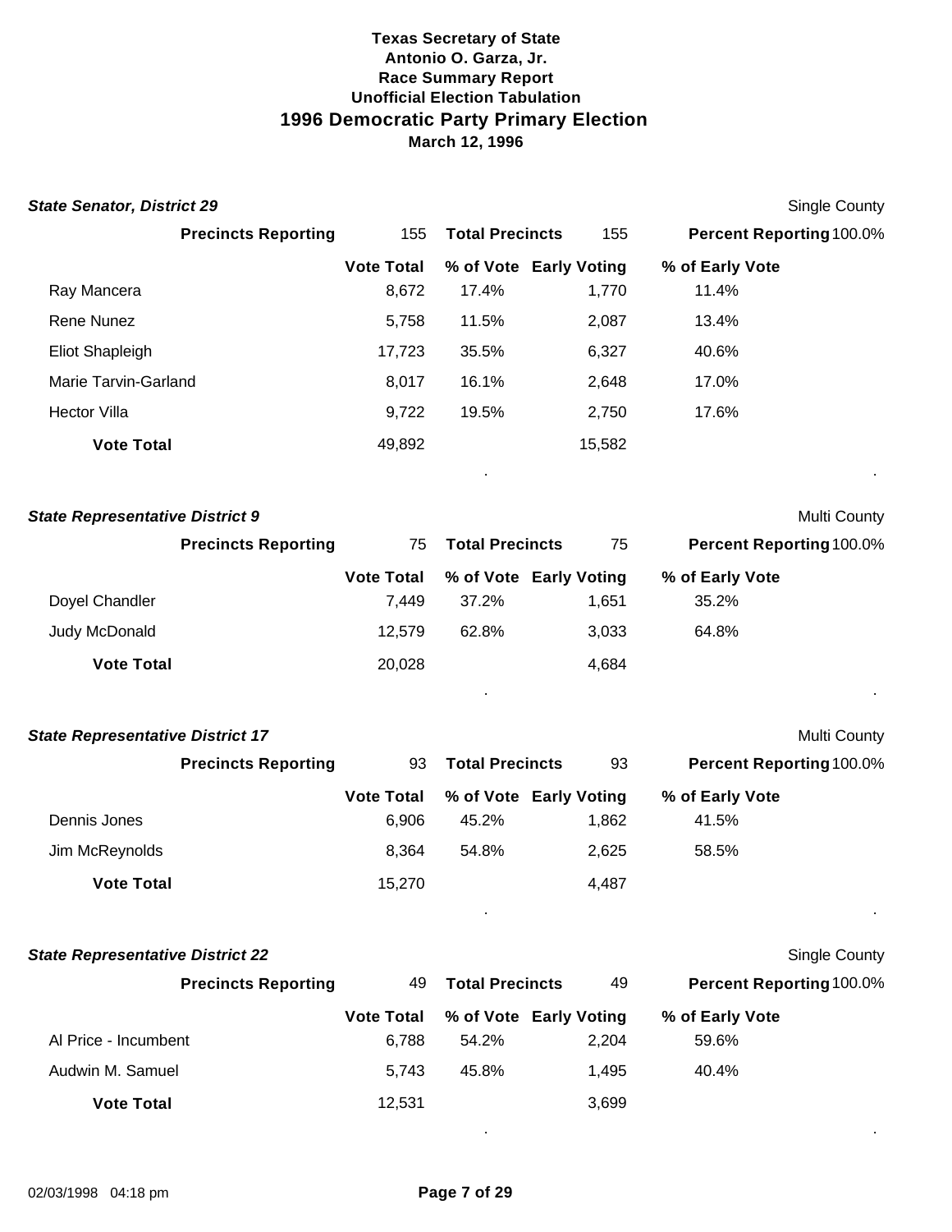# Texas Secretary of State
## Antonio O. Garza, Jr.
### Race Summary Report
### Unofficial Election Tabulation
## 1996 Democratic Party Primary Election
### March 12, 1996

### *State Senator, District 29*

Single County

**Precincts Reporting** 155 **Total Precincts** 155 **Percent Reporting** 100.0%

| | Vote Total | % of Vote | Early Voting | % of Early Vote |
|---|---|---|---|---|
| Ray Mancera | 8,672 | 17.4% | 1,770 | 11.4% |
| Rene Nunez | 5,758 | 11.5% | 2,087 | 13.4% |
| Eliot Shapleigh | 17,723 | 35.5% | 6,327 | 40.6% |
| Marie Tarvin-Garland | 8,017 | 16.1% | 2,648 | 17.0% |
| Hector Villa | 9,722 | 19.5% | 2,750 | 17.6% |
| **Vote Total** | 49,892 | | 15,582 | |

### *State Representative District 9*

Multi County

**Precincts Reporting** 75 **Total Precincts** 75 **Percent Reporting** 100.0%

| | Vote Total | % of Vote | Early Voting | % of Early Vote |
|---|---|---|---|---|
| Doyel Chandler | 7,449 | 37.2% | 1,651 | 35.2% |
| Judy McDonald | 12,579 | 62.8% | 3,033 | 64.8% |
| **Vote Total** | 20,028 | | 4,684 | |

### *State Representative District 17*

Multi County

**Precincts Reporting** 93 **Total Precincts** 93 **Percent Reporting** 100.0%

| | Vote Total | % of Vote | Early Voting | % of Early Vote |
|---|---|---|---|---|
| Dennis Jones | 6,906 | 45.2% | 1,862 | 41.5% |
| Jim McReynolds | 8,364 | 54.8% | 2,625 | 58.5% |
| **Vote Total** | 15,270 | | 4,487 | |

### *State Representative District 22*

Single County

**Precincts Reporting** 49 **Total Precincts** 49 **Percent Reporting** 100.0%

| | Vote Total | % of Vote | Early Voting | % of Early Vote |
|---|---|---|---|---|
| Al Price - Incumbent | 6,788 | 54.2% | 2,204 | 59.6% |
| Audwin M. Samuel | 5,743 | 45.8% | 1,495 | 40.4% |
| **Vote Total** | 12,531 | | 3,699 | |

02/03/1998 04:18 pm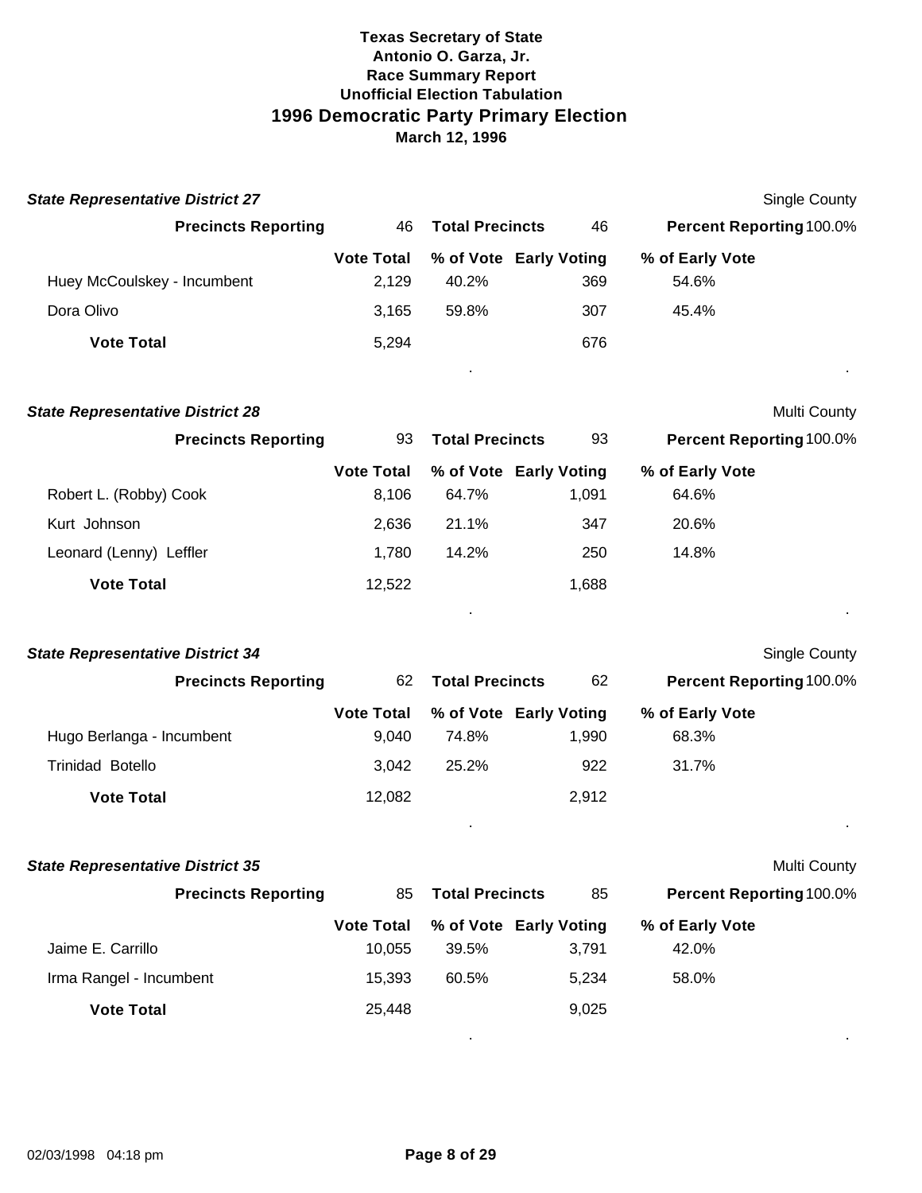**Texas Secretary of State**
**Antonio O. Garza, Jr.**
**Race Summary Report**
**Unofficial Election Tabulation**

# 1996 Democratic Party Primary Election

**March 12, 1996**

### *State Representative District 27*

Single County

**Precincts Reporting** 46 **Total Precincts** 46 **Percent Reporting** 100.0%

| | Vote Total | % of Vote | Early Voting | % of Early Vote |
|---|---|---|---|---|
| Huey McCoulskey - Incumbent | 2,129 | 40.2% | 369 | 54.6% |
| Dora Olivo | 3,165 | 59.8% | 307 | 45.4% |
| **Vote Total** | 5,294 | | 676 | |

### *State Representative District 28*

Multi County

**Precincts Reporting** 93 **Total Precincts** 93 **Percent Reporting** 100.0%

| | Vote Total | % of Vote | Early Voting | % of Early Vote |
|---|---|---|---|---|
| Robert L. (Robby) Cook | 8,106 | 64.7% | 1,091 | 64.6% |
| Kurt Johnson | 2,636 | 21.1% | 347 | 20.6% |
| Leonard (Lenny) Leffler | 1,780 | 14.2% | 250 | 14.8% |
| **Vote Total** | 12,522 | | 1,688 | |

### *State Representative District 34*

Single County

**Precincts Reporting** 62 **Total Precincts** 62 **Percent Reporting** 100.0%

| | Vote Total | % of Vote | Early Voting | % of Early Vote |
|---|---|---|---|---|
| Hugo Berlanga - Incumbent | 9,040 | 74.8% | 1,990 | 68.3% |
| Trinidad Botello | 3,042 | 25.2% | 922 | 31.7% |
| **Vote Total** | 12,082 | | 2,912 | |

### *State Representative District 35*

Multi County

**Precincts Reporting** 85 **Total Precincts** 85 **Percent Reporting** 100.0%

| | Vote Total | % of Vote | Early Voting | % of Early Vote |
|---|---|---|---|---|
| Jaime E. Carrillo | 10,055 | 39.5% | 3,791 | 42.0% |
| Irma Rangel - Incumbent | 15,393 | 60.5% | 5,234 | 58.0% |
| **Vote Total** | 25,448 | | 9,025 | |

02/03/1998 04:18 pm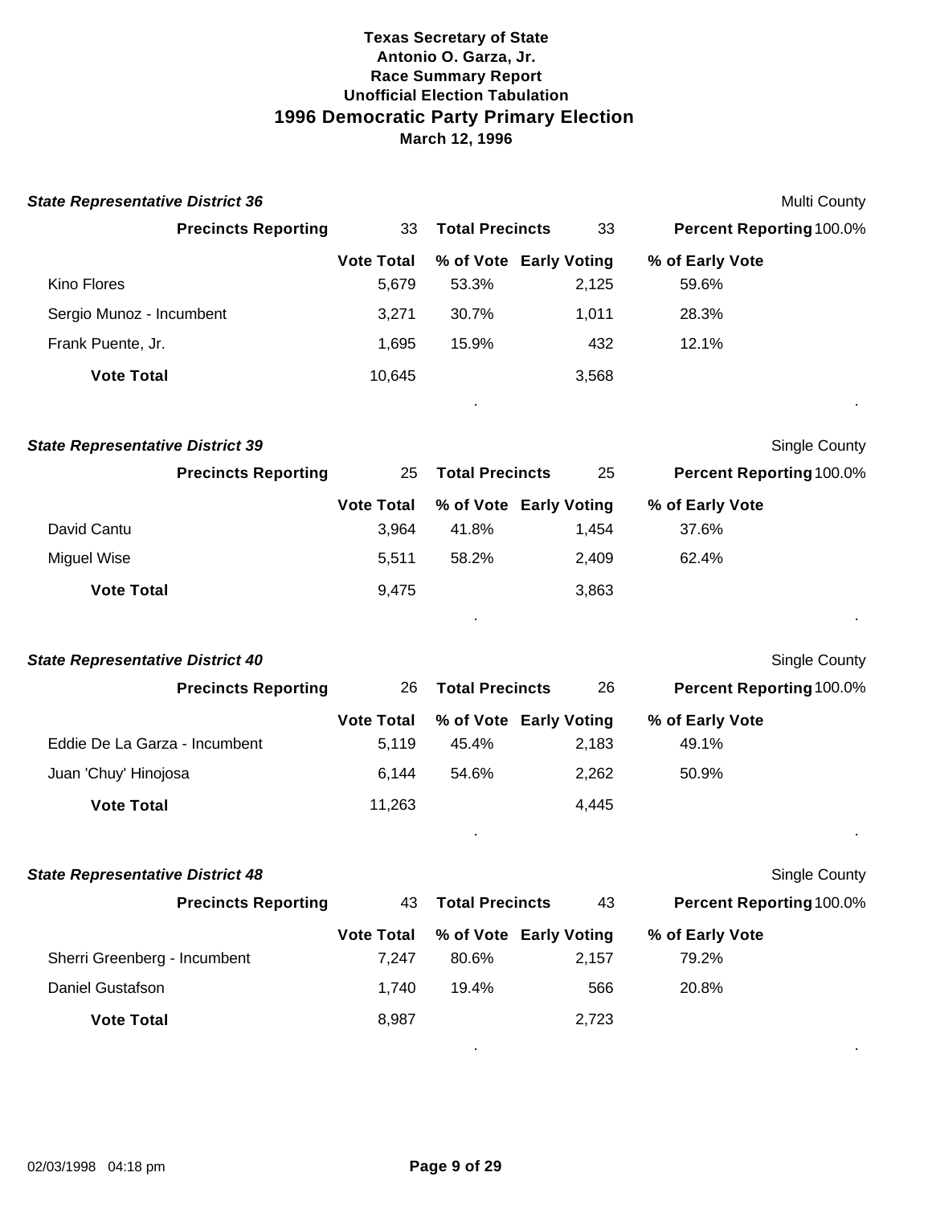**Texas Secretary of State**
**Antonio O. Garza, Jr.**
**Race Summary Report**
**Unofficial Election Tabulation**

# 1996 Democratic Party Primary Election

**March 12, 1996**

### State Representative District 36

Multi County

| Precincts Reporting | 33 | Total Precincts | 33 | Percent Reporting 100.0% |
|---|---|---|---|---|
| | **Vote Total** | **% of Vote** | **Early Voting** | **% of Early Vote** |
| Kino Flores | 5,679 | 53.3% | 2,125 | 59.6% |
| Sergio Munoz - Incumbent | 3,271 | 30.7% | 1,011 | 28.3% |
| Frank Puente, Jr. | 1,695 | 15.9% | 432 | 12.1% |
| **Vote Total** | 10,645 | | 3,568 | |

### State Representative District 39

Single County

| Precincts Reporting | 25 | Total Precincts | 25 | Percent Reporting 100.0% |
|---|---|---|---|---|
| | **Vote Total** | **% of Vote** | **Early Voting** | **% of Early Vote** |
| David Cantu | 3,964 | 41.8% | 1,454 | 37.6% |
| Miguel Wise | 5,511 | 58.2% | 2,409 | 62.4% |
| **Vote Total** | 9,475 | | 3,863 | |

### State Representative District 40

Single County

| Precincts Reporting | 26 | Total Precincts | 26 | Percent Reporting 100.0% |
|---|---|---|---|---|
| | **Vote Total** | **% of Vote** | **Early Voting** | **% of Early Vote** |
| Eddie De La Garza - Incumbent | 5,119 | 45.4% | 2,183 | 49.1% |
| Juan 'Chuy' Hinojosa | 6,144 | 54.6% | 2,262 | 50.9% |
| **Vote Total** | 11,263 | | 4,445 | |

### State Representative District 48

Single County

| Precincts Reporting | 43 | Total Precincts | 43 | Percent Reporting 100.0% |
|---|---|---|---|---|
| | **Vote Total** | **% of Vote** | **Early Voting** | **% of Early Vote** |
| Sherri Greenberg - Incumbent | 7,247 | 80.6% | 2,157 | 79.2% |
| Daniel Gustafson | 1,740 | 19.4% | 566 | 20.8% |
| **Vote Total** | 8,987 | | 2,723 | |

02/03/1998 04:18 pm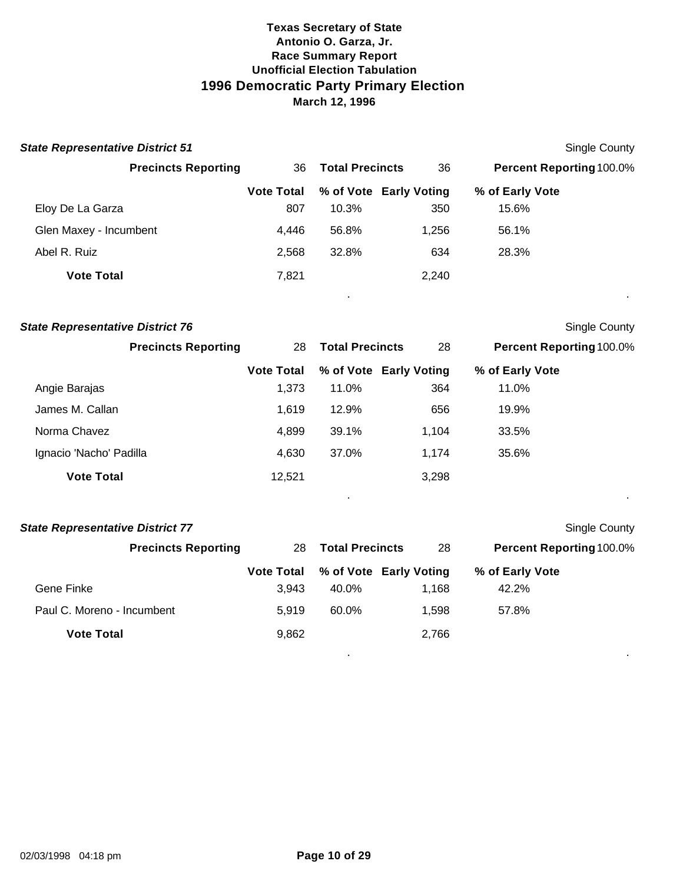**Texas Secretary of State**
**Antonio O. Garza, Jr.**
**Race Summary Report**
**Unofficial Election Tabulation**

# 1996 Democratic Party Primary Election

**March 12, 1996**

### *State Representative District 51*

Single County

| Precincts Reporting | 36 | Total Precincts | 36 | Percent Reporting 100.0% |
|---|---|---|---|---|
| | **Vote Total** | **% of Vote** | **Early Voting** | **% of Early Vote** |
| Eloy De La Garza | 807 | 10.3% | 350 | 15.6% |
| Glen Maxey - Incumbent | 4,446 | 56.8% | 1,256 | 56.1% |
| Abel R. Ruiz | 2,568 | 32.8% | 634 | 28.3% |
| **Vote Total** | 7,821 | | 2,240 | |

### *State Representative District 76*

Single County

| Precincts Reporting | 28 | Total Precincts | 28 | Percent Reporting 100.0% |
|---|---|---|---|---|
| | **Vote Total** | **% of Vote** | **Early Voting** | **% of Early Vote** |
| Angie Barajas | 1,373 | 11.0% | 364 | 11.0% |
| James M. Callan | 1,619 | 12.9% | 656 | 19.9% |
| Norma Chavez | 4,899 | 39.1% | 1,104 | 33.5% |
| Ignacio 'Nacho' Padilla | 4,630 | 37.0% | 1,174 | 35.6% |
| **Vote Total** | 12,521 | | 3,298 | |

### *State Representative District 77*

Single County

| Precincts Reporting | 28 | Total Precincts | 28 | Percent Reporting 100.0% |
|---|---|---|---|---|
| | **Vote Total** | **% of Vote** | **Early Voting** | **% of Early Vote** |
| Gene Finke | 3,943 | 40.0% | 1,168 | 42.2% |
| Paul C. Moreno - Incumbent | 5,919 | 60.0% | 1,598 | 57.8% |
| **Vote Total** | 9,862 | | 2,766 | |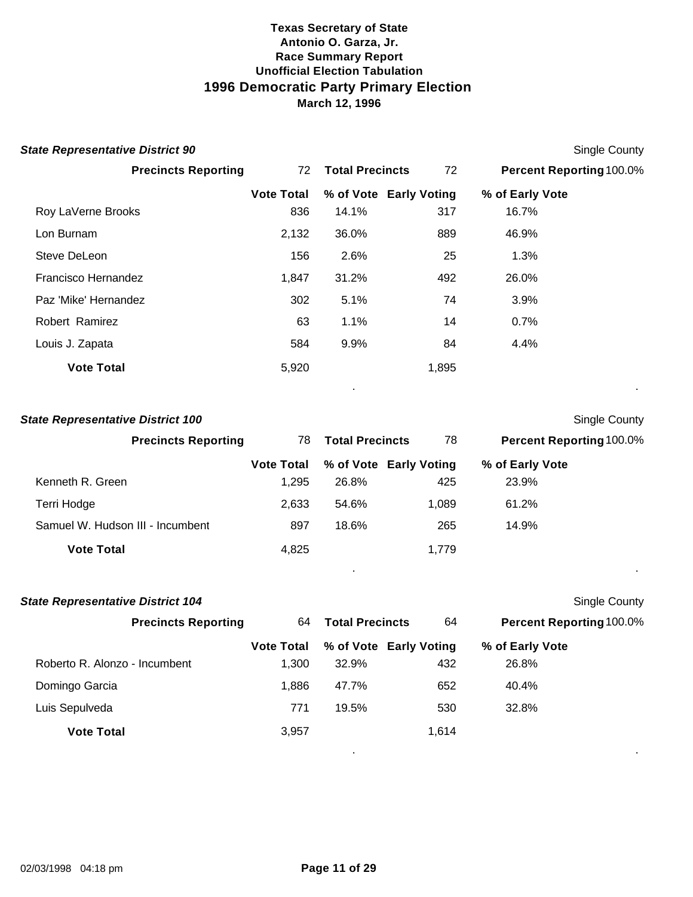**Texas Secretary of State**
**Antonio O. Garza, Jr.**
**Race Summary Report**
**Unofficial Election Tabulation**

# 1996 Democratic Party Primary Election

**March 12, 1996**

### *State Representative District 90*

Single County

**Precincts Reporting** 72 **Total Precincts** 72 **Percent Reporting** 100.0%

| | Vote Total | % of Vote | Early Voting | % of Early Vote |
|---|---|---|---|---|
| Roy LaVerne Brooks | 836 | 14.1% | 317 | 16.7% |
| Lon Burnam | 2,132 | 36.0% | 889 | 46.9% |
| Steve DeLeon | 156 | 2.6% | 25 | 1.3% |
| Francisco Hernandez | 1,847 | 31.2% | 492 | 26.0% |
| Paz 'Mike' Hernandez | 302 | 5.1% | 74 | 3.9% |
| Robert Ramirez | 63 | 1.1% | 14 | 0.7% |
| Louis J. Zapata | 584 | 9.9% | 84 | 4.4% |
| **Vote Total** | 5,920 | | 1,895 | |

### *State Representative District 100*

Single County

**Precincts Reporting** 78 **Total Precincts** 78 **Percent Reporting** 100.0%

| | Vote Total | % of Vote | Early Voting | % of Early Vote |
|---|---|---|---|---|
| Kenneth R. Green | 1,295 | 26.8% | 425 | 23.9% |
| Terri Hodge | 2,633 | 54.6% | 1,089 | 61.2% |
| Samuel W. Hudson III - Incumbent | 897 | 18.6% | 265 | 14.9% |
| **Vote Total** | 4,825 | | 1,779 | |

### *State Representative District 104*

Single County

**Precincts Reporting** 64 **Total Precincts** 64 **Percent Reporting** 100.0%

| | Vote Total | % of Vote | Early Voting | % of Early Vote |
|---|---|---|---|---|
| Roberto R. Alonzo - Incumbent | 1,300 | 32.9% | 432 | 26.8% |
| Domingo Garcia | 1,886 | 47.7% | 652 | 40.4% |
| Luis Sepulveda | 771 | 19.5% | 530 | 32.8% |
| **Vote Total** | 3,957 | | 1,614 | |

02/03/1998 04:18 pm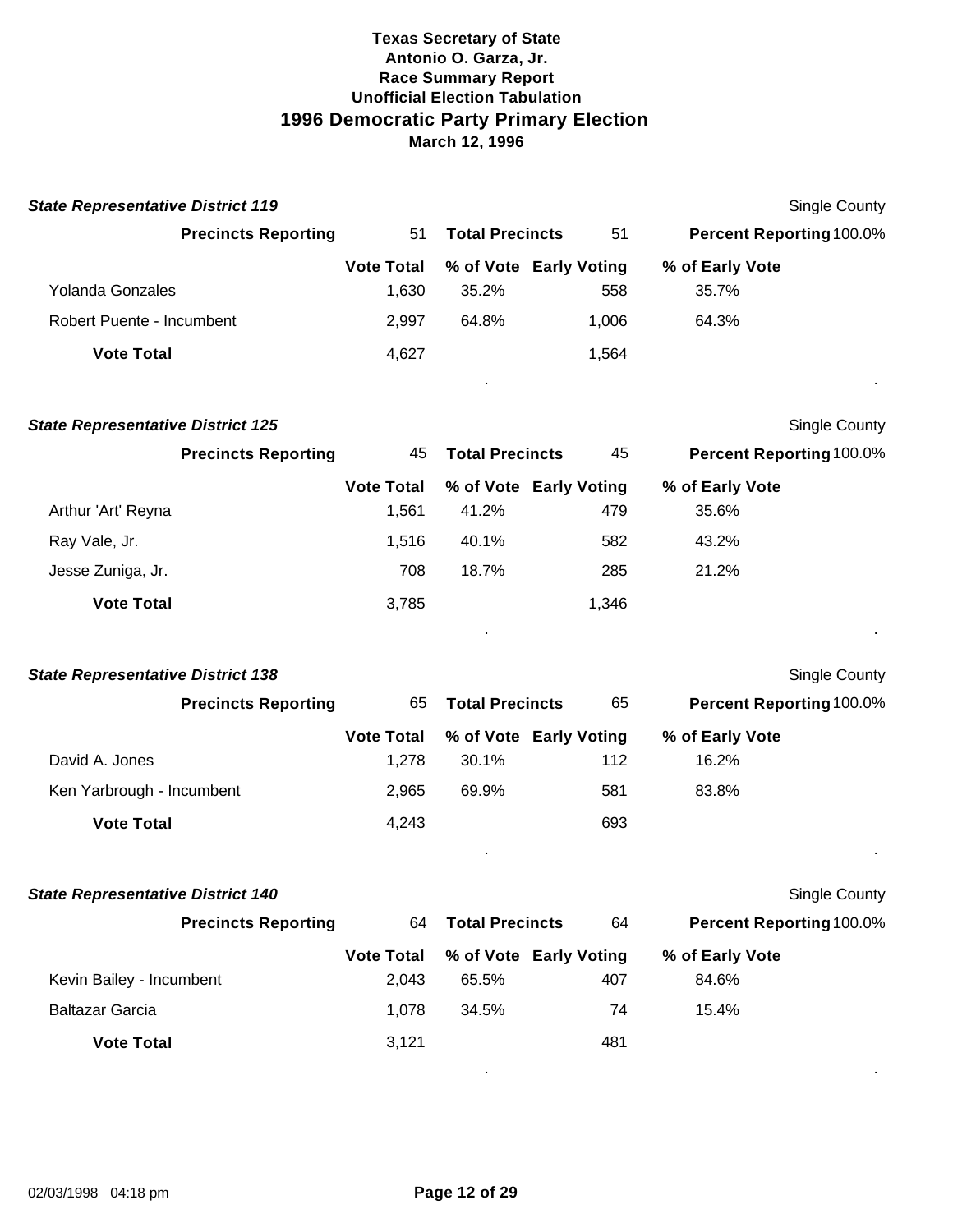**Texas Secretary of State**
**Antonio O. Garza, Jr.**
**Race Summary Report**
**Unofficial Election Tabulation**

# 1996 Democratic Party Primary Election

**March 12, 1996**

### *State Representative District 119*

Single County

**Precincts Reporting** 51 **Total Precincts** 51 **Percent Reporting** 100.0%

| | Vote Total | % of Vote | Early Voting | % of Early Vote |
|---|---|---|---|---|
| Yolanda Gonzales | 1,630 | 35.2% | 558 | 35.7% |
| Robert Puente - Incumbent | 2,997 | 64.8% | 1,006 | 64.3% |
| **Vote Total** | 4,627 | | 1,564 | |

### *State Representative District 125*

Single County

**Precincts Reporting** 45 **Total Precincts** 45 **Percent Reporting** 100.0%

| | Vote Total | % of Vote | Early Voting | % of Early Vote |
|---|---|---|---|---|
| Arthur 'Art' Reyna | 1,561 | 41.2% | 479 | 35.6% |
| Ray Vale, Jr. | 1,516 | 40.1% | 582 | 43.2% |
| Jesse Zuniga, Jr. | 708 | 18.7% | 285 | 21.2% |
| **Vote Total** | 3,785 | | 1,346 | |

### *State Representative District 138*

Single County

**Precincts Reporting** 65 **Total Precincts** 65 **Percent Reporting** 100.0%

| | Vote Total | % of Vote | Early Voting | % of Early Vote |
|---|---|---|---|---|
| David A. Jones | 1,278 | 30.1% | 112 | 16.2% |
| Ken Yarbrough - Incumbent | 2,965 | 69.9% | 581 | 83.8% |
| **Vote Total** | 4,243 | | 693 | |

### *State Representative District 140*

Single County

**Precincts Reporting** 64 **Total Precincts** 64 **Percent Reporting** 100.0%

| | Vote Total | % of Vote | Early Voting | % of Early Vote |
|---|---|---|---|---|
| Kevin Bailey - Incumbent | 2,043 | 65.5% | 407 | 84.6% |
| Baltazar Garcia | 1,078 | 34.5% | 74 | 15.4% |
| **Vote Total** | 3,121 | | 481 | |

02/03/1998 04:18 pm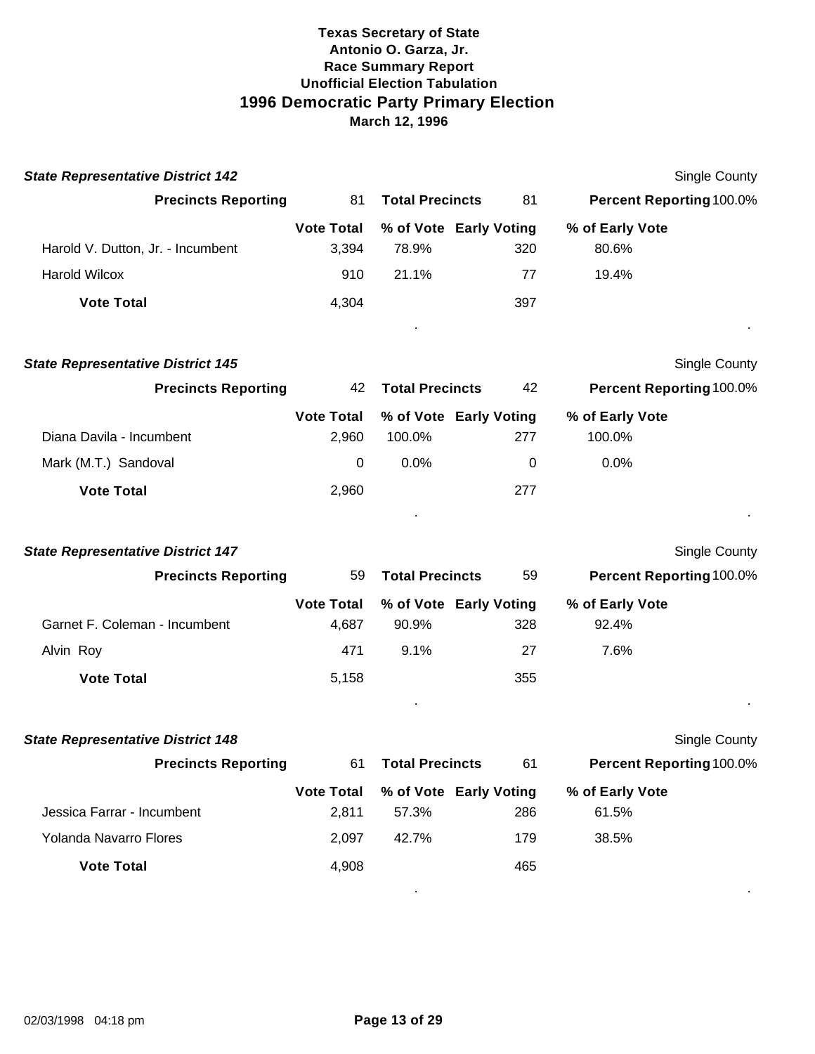**Texas Secretary of State**
**Antonio O. Garza, Jr.**
**Race Summary Report**
**Unofficial Election Tabulation**

# 1996 Democratic Party Primary Election

**March 12, 1996**

### *State Representative District 142*

Single County

| Precincts Reporting | 81 | Total Precincts | 81 | Percent Reporting 100.0% |
|---|---|---|---|---|
| | **Vote Total** | **% of Vote** | **Early Voting** | **% of Early Vote** |
| Harold V. Dutton, Jr. - Incumbent | 3,394 | 78.9% | 320 | 80.6% |
| Harold Wilcox | 910 | 21.1% | 77 | 19.4% |
| **Vote Total** | 4,304 | | 397 | |

### *State Representative District 145*

Single County

| Precincts Reporting | 42 | Total Precincts | 42 | Percent Reporting 100.0% |
|---|---|---|---|---|
| | **Vote Total** | **% of Vote** | **Early Voting** | **% of Early Vote** |
| Diana Davila - Incumbent | 2,960 | 100.0% | 277 | 100.0% |
| Mark (M.T.) Sandoval | 0 | 0.0% | 0 | 0.0% |
| **Vote Total** | 2,960 | | 277 | |

### *State Representative District 147*

Single County

| Precincts Reporting | 59 | Total Precincts | 59 | Percent Reporting 100.0% |
|---|---|---|---|---|
| | **Vote Total** | **% of Vote** | **Early Voting** | **% of Early Vote** |
| Garnet F. Coleman - Incumbent | 4,687 | 90.9% | 328 | 92.4% |
| Alvin Roy | 471 | 9.1% | 27 | 7.6% |
| **Vote Total** | 5,158 | | 355 | |

### *State Representative District 148*

Single County

| Precincts Reporting | 61 | Total Precincts | 61 | Percent Reporting 100.0% |
|---|---|---|---|---|
| | **Vote Total** | **% of Vote** | **Early Voting** | **% of Early Vote** |
| Jessica Farrar - Incumbent | 2,811 | 57.3% | 286 | 61.5% |
| Yolanda Navarro Flores | 2,097 | 42.7% | 179 | 38.5% |
| **Vote Total** | 4,908 | | 465 | |

02/03/1998 04:18 pm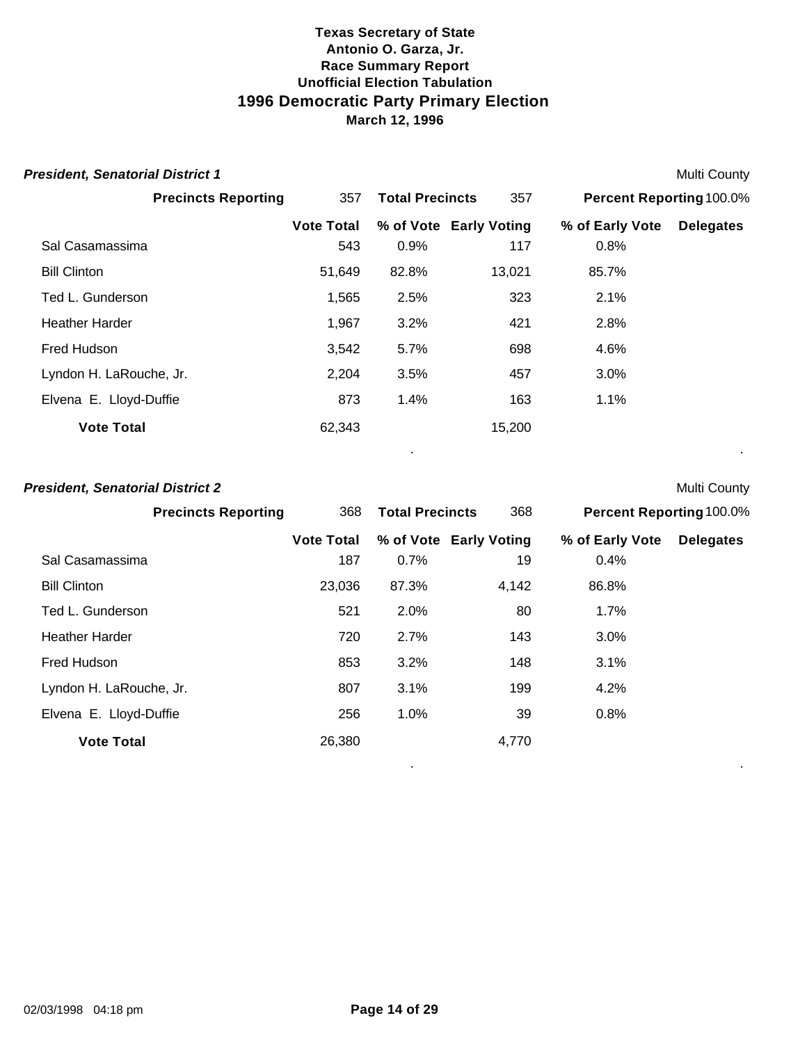**Texas Secretary of State**
**Antonio O. Garza, Jr.**
**Race Summary Report**
**Unofficial Election Tabulation**

# 1996 Democratic Party Primary Election

**March 12, 1996**

### *President, Senatorial District 1*

Multi County

| Precincts Reporting | 357 | Total Precincts | 357 | Percent Reporting | 100.0% |
|---|---|---|---|---|---|

| | Vote Total | % of Vote | Early Voting | % of Early Vote | Delegates |
|---|---|---|---|---|---|
| Sal Casamassima | 543 | 0.9% | 117 | 0.8% | |
| Bill Clinton | 51,649 | 82.8% | 13,021 | 85.7% | |
| Ted L. Gunderson | 1,565 | 2.5% | 323 | 2.1% | |
| Heather Harder | 1,967 | 3.2% | 421 | 2.8% | |
| Fred Hudson | 3,542 | 5.7% | 698 | 4.6% | |
| Lyndon H. LaRouche, Jr. | 2,204 | 3.5% | 457 | 3.0% | |
| Elvena E. Lloyd-Duffie | 873 | 1.4% | 163 | 1.1% | |
| **Vote Total** | 62,343 | | 15,200 | | |

### *President, Senatorial District 2*

Multi County

| Precincts Reporting | 368 | Total Precincts | 368 | Percent Reporting | 100.0% |
|---|---|---|---|---|---|

| | Vote Total | % of Vote | Early Voting | % of Early Vote | Delegates |
|---|---|---|---|---|---|
| Sal Casamassima | 187 | 0.7% | 19 | 0.4% | |
| Bill Clinton | 23,036 | 87.3% | 4,142 | 86.8% | |
| Ted L. Gunderson | 521 | 2.0% | 80 | 1.7% | |
| Heather Harder | 720 | 2.7% | 143 | 3.0% | |
| Fred Hudson | 853 | 3.2% | 148 | 3.1% | |
| Lyndon H. LaRouche, Jr. | 807 | 3.1% | 199 | 4.2% | |
| Elvena E. Lloyd-Duffie | 256 | 1.0% | 39 | 0.8% | |
| **Vote Total** | 26,380 | | 4,770 | | |

02/03/1998 04:18 pm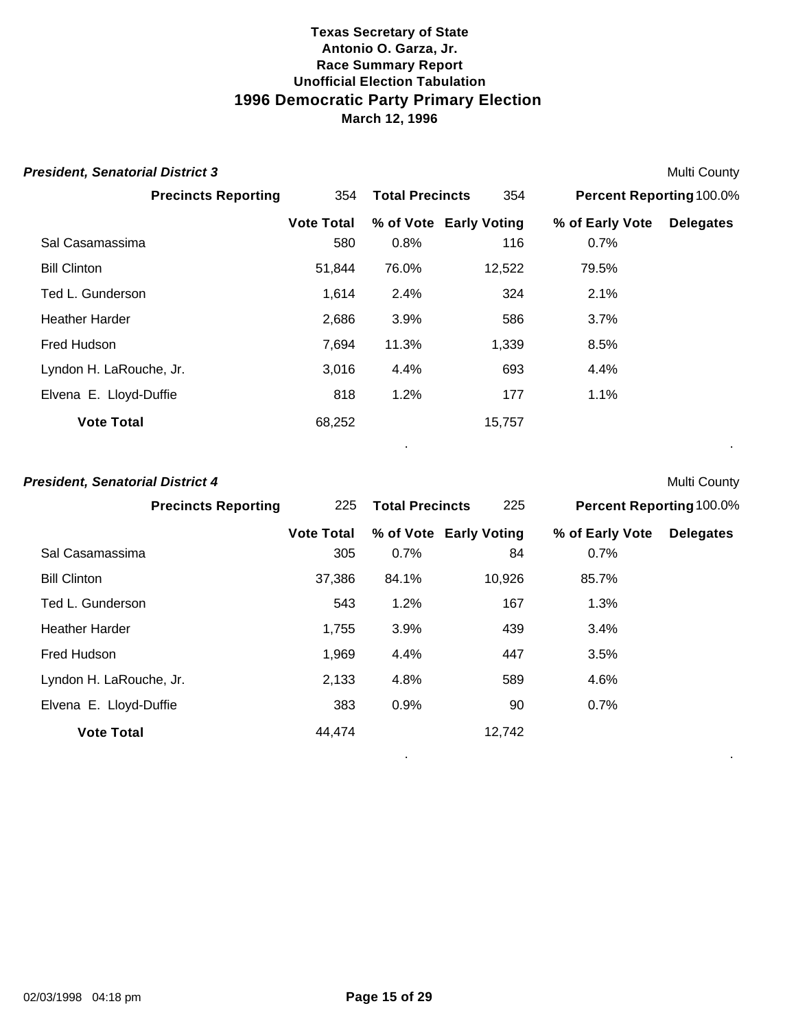**Texas Secretary of State**
**Antonio O. Garza, Jr.**
**Race Summary Report**
**Unofficial Election Tabulation**

# 1996 Democratic Party Primary Election

**March 12, 1996**

### *President, Senatorial District 3*

Multi County

| Precincts Reporting | 354 | Total Precincts | 354 | Percent Reporting | 100.0% |
|---|---|---|---|---|---|

| | Vote Total | % of Vote | Early Voting | % of Early Vote | Delegates |
|---|---|---|---|---|---|
| Sal Casamassima | 580 | 0.8% | 116 | 0.7% | |
| Bill Clinton | 51,844 | 76.0% | 12,522 | 79.5% | |
| Ted L. Gunderson | 1,614 | 2.4% | 324 | 2.1% | |
| Heather Harder | 2,686 | 3.9% | 586 | 3.7% | |
| Fred Hudson | 7,694 | 11.3% | 1,339 | 8.5% | |
| Lyndon H. LaRouche, Jr. | 3,016 | 4.4% | 693 | 4.4% | |
| Elvena E. Lloyd-Duffie | 818 | 1.2% | 177 | 1.1% | |
| **Vote Total** | 68,252 | | 15,757 | | |

### *President, Senatorial District 4*

Multi County

| Precincts Reporting | 225 | Total Precincts | 225 | Percent Reporting | 100.0% |
|---|---|---|---|---|---|

| | Vote Total | % of Vote | Early Voting | % of Early Vote | Delegates |
|---|---|---|---|---|---|
| Sal Casamassima | 305 | 0.7% | 84 | 0.7% | |
| Bill Clinton | 37,386 | 84.1% | 10,926 | 85.7% | |
| Ted L. Gunderson | 543 | 1.2% | 167 | 1.3% | |
| Heather Harder | 1,755 | 3.9% | 439 | 3.4% | |
| Fred Hudson | 1,969 | 4.4% | 447 | 3.5% | |
| Lyndon H. LaRouche, Jr. | 2,133 | 4.8% | 589 | 4.6% | |
| Elvena E. Lloyd-Duffie | 383 | 0.9% | 90 | 0.7% | |
| **Vote Total** | 44,474 | | 12,742 | | |

02/03/1998 04:18 pm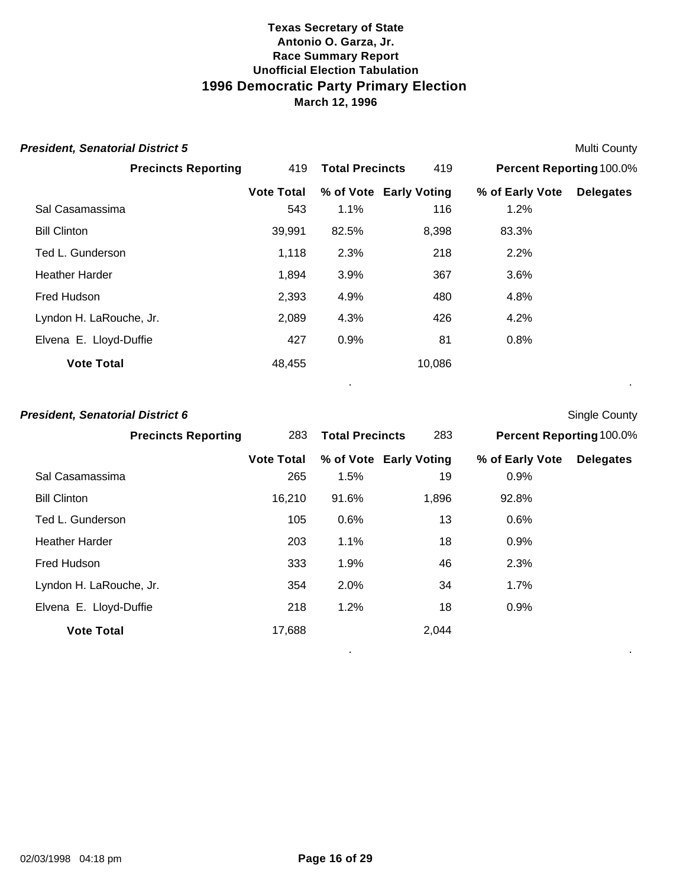**Texas Secretary of State**
**Antonio O. Garza, Jr.**
**Race Summary Report**
**Unofficial Election Tabulation**

# 1996 Democratic Party Primary Election

**March 12, 1996**

### *President, Senatorial District 5*

Multi County

| Precincts Reporting | 419 | Total Precincts | 419 | Percent Reporting | 100.0% |
|---|---|---|---|---|---|

| | Vote Total | % of Vote | Early Voting | % of Early Vote | Delegates |
|---|---|---|---|---|---|
| Sal Casamassima | 543 | 1.1% | 116 | 1.2% | |
| Bill Clinton | 39,991 | 82.5% | 8,398 | 83.3% | |
| Ted L. Gunderson | 1,118 | 2.3% | 218 | 2.2% | |
| Heather Harder | 1,894 | 3.9% | 367 | 3.6% | |
| Fred Hudson | 2,393 | 4.9% | 480 | 4.8% | |
| Lyndon H. LaRouche, Jr. | 2,089 | 4.3% | 426 | 4.2% | |
| Elvena E. Lloyd-Duffie | 427 | 0.9% | 81 | 0.8% | |
| **Vote Total** | 48,455 | | 10,086 | | |

### *President, Senatorial District 6*

Single County

| Precincts Reporting | 283 | Total Precincts | 283 | Percent Reporting | 100.0% |
|---|---|---|---|---|---|

| | Vote Total | % of Vote | Early Voting | % of Early Vote | Delegates |
|---|---|---|---|---|---|
| Sal Casamassima | 265 | 1.5% | 19 | 0.9% | |
| Bill Clinton | 16,210 | 91.6% | 1,896 | 92.8% | |
| Ted L. Gunderson | 105 | 0.6% | 13 | 0.6% | |
| Heather Harder | 203 | 1.1% | 18 | 0.9% | |
| Fred Hudson | 333 | 1.9% | 46 | 2.3% | |
| Lyndon H. LaRouche, Jr. | 354 | 2.0% | 34 | 1.7% | |
| Elvena E. Lloyd-Duffie | 218 | 1.2% | 18 | 0.9% | |
| **Vote Total** | 17,688 | | 2,044 | | |

02/03/1998 04:18 pm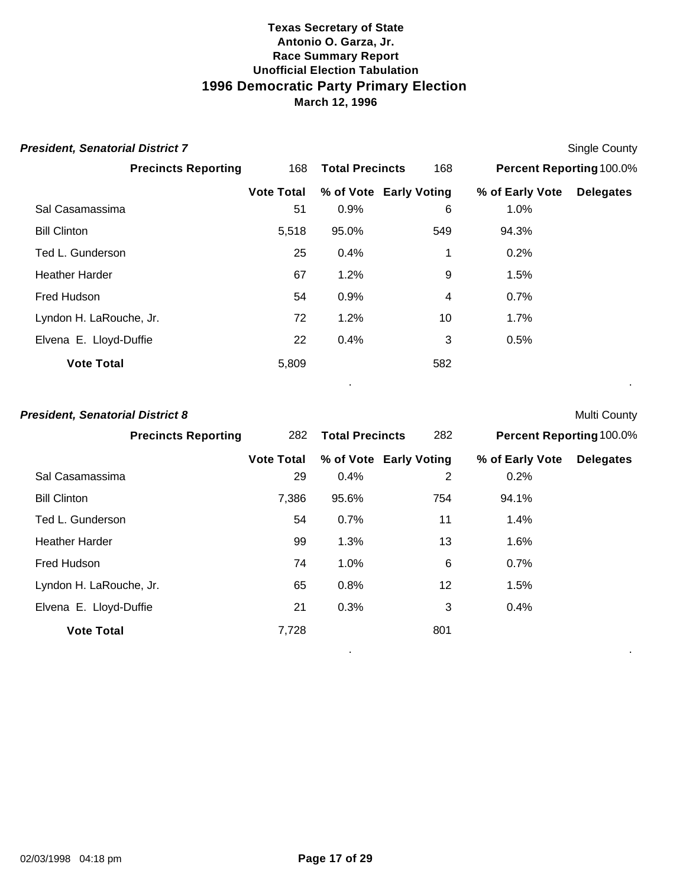**Texas Secretary of State**
**Antonio O. Garza, Jr.**
**Race Summary Report**
**Unofficial Election Tabulation**

# 1996 Democratic Party Primary Election

**March 12, 1996**

### *President, Senatorial District 7*

Single County

**Precincts Reporting** 168 **Total Precincts** 168 **Percent Reporting** 100.0%

| | Vote Total | % of Vote | Early Voting | % of Early Vote | Delegates |
|---|---|---|---|---|---|
| Sal Casamassima | 51 | 0.9% | 6 | 1.0% | |
| Bill Clinton | 5,518 | 95.0% | 549 | 94.3% | |
| Ted L. Gunderson | 25 | 0.4% | 1 | 0.2% | |
| Heather Harder | 67 | 1.2% | 9 | 1.5% | |
| Fred Hudson | 54 | 0.9% | 4 | 0.7% | |
| Lyndon H. LaRouche, Jr. | 72 | 1.2% | 10 | 1.7% | |
| Elvena E. Lloyd-Duffie | 22 | 0.4% | 3 | 0.5% | |
| **Vote Total** | 5,809 | | 582 | | |

### *President, Senatorial District 8*

Multi County

**Precincts Reporting** 282 **Total Precincts** 282 **Percent Reporting** 100.0%

| | Vote Total | % of Vote | Early Voting | % of Early Vote | Delegates |
|---|---|---|---|---|---|
| Sal Casamassima | 29 | 0.4% | 2 | 0.2% | |
| Bill Clinton | 7,386 | 95.6% | 754 | 94.1% | |
| Ted L. Gunderson | 54 | 0.7% | 11 | 1.4% | |
| Heather Harder | 99 | 1.3% | 13 | 1.6% | |
| Fred Hudson | 74 | 1.0% | 6 | 0.7% | |
| Lyndon H. LaRouche, Jr. | 65 | 0.8% | 12 | 1.5% | |
| Elvena E. Lloyd-Duffie | 21 | 0.3% | 3 | 0.4% | |
| **Vote Total** | 7,728 | | 801 | | |

02/03/1998 04:18 pm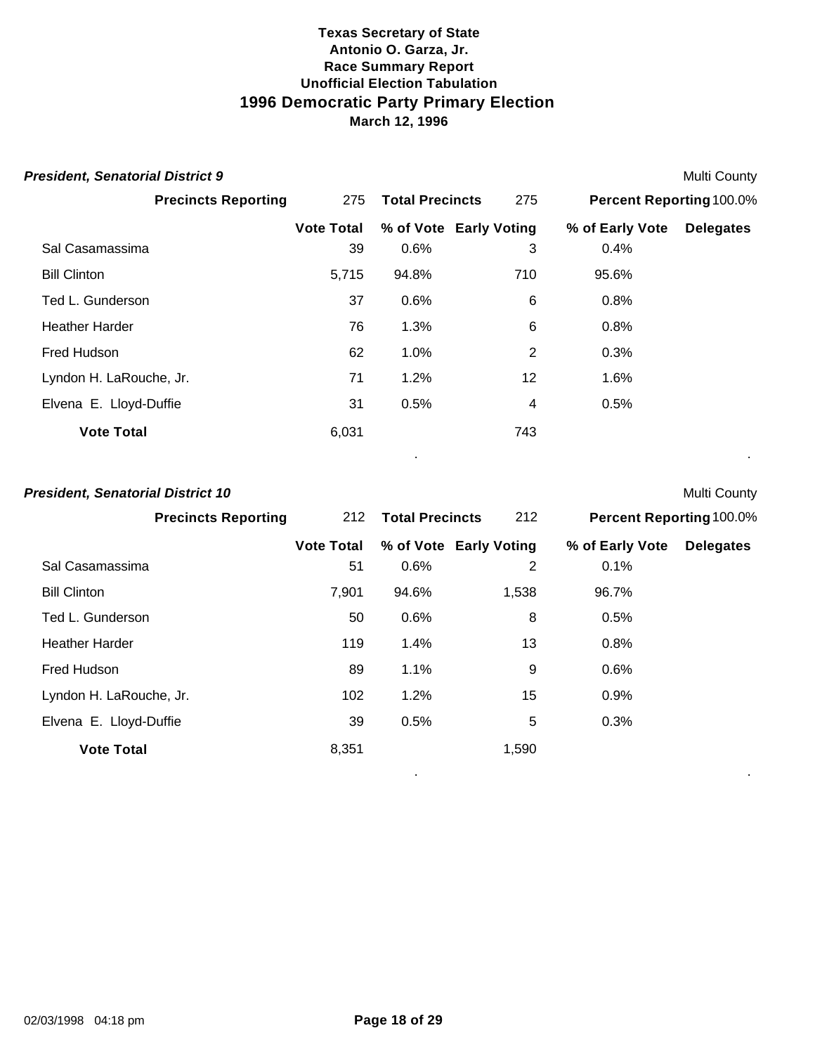# Texas Secretary of State
## Antonio O. Garza, Jr.
### Race Summary Report
### Unofficial Election Tabulation
## 1996 Democratic Party Primary Election
### March 12, 1996

***President, Senatorial District 9*** — Multi County

**Precincts Reporting** 275 **Total Precincts** 275 **Percent Reporting** 100.0%

| | Vote Total | % of Vote | Early Voting | % of Early Vote | Delegates |
|---|---|---|---|---|---|
| Sal Casamassima | 39 | 0.6% | 3 | 0.4% | |
| Bill Clinton | 5,715 | 94.8% | 710 | 95.6% | |
| Ted L. Gunderson | 37 | 0.6% | 6 | 0.8% | |
| Heather Harder | 76 | 1.3% | 6 | 0.8% | |
| Fred Hudson | 62 | 1.0% | 2 | 0.3% | |
| Lyndon H. LaRouche, Jr. | 71 | 1.2% | 12 | 1.6% | |
| Elvena E. Lloyd-Duffie | 31 | 0.5% | 4 | 0.5% | |
| **Vote Total** | 6,031 | | 743 | | |

***President, Senatorial District 10*** — Multi County

**Precincts Reporting** 212 **Total Precincts** 212 **Percent Reporting** 100.0%

| | Vote Total | % of Vote | Early Voting | % of Early Vote | Delegates |
|---|---|---|---|---|---|
| Sal Casamassima | 51 | 0.6% | 2 | 0.1% | |
| Bill Clinton | 7,901 | 94.6% | 1,538 | 96.7% | |
| Ted L. Gunderson | 50 | 0.6% | 8 | 0.5% | |
| Heather Harder | 119 | 1.4% | 13 | 0.8% | |
| Fred Hudson | 89 | 1.1% | 9 | 0.6% | |
| Lyndon H. LaRouche, Jr. | 102 | 1.2% | 15 | 0.9% | |
| Elvena E. Lloyd-Duffie | 39 | 0.5% | 5 | 0.3% | |
| **Vote Total** | 8,351 | | 1,590 | | |

02/03/1998 04:18 pm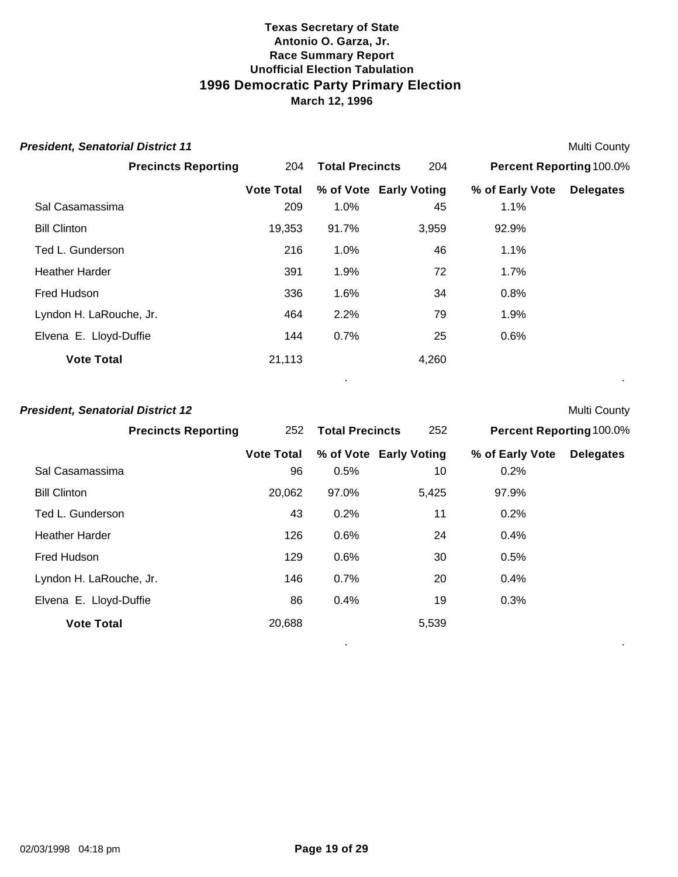# Texas Secretary of State
## Antonio O. Garza, Jr.
## Race Summary Report
## Unofficial Election Tabulation
## 1996 Democratic Party Primary Election
### March 12, 1996

***President, Senatorial District 11*** — Multi County

**Precincts Reporting** 204 **Total Precincts** 204 **Percent Reporting** 100.0%

| | Vote Total | % of Vote | Early Voting | % of Early Vote | Delegates |
|---|---|---|---|---|---|
| Sal Casamassima | 209 | 1.0% | 45 | 1.1% | |
| Bill Clinton | 19,353 | 91.7% | 3,959 | 92.9% | |
| Ted L. Gunderson | 216 | 1.0% | 46 | 1.1% | |
| Heather Harder | 391 | 1.9% | 72 | 1.7% | |
| Fred Hudson | 336 | 1.6% | 34 | 0.8% | |
| Lyndon H. LaRouche, Jr. | 464 | 2.2% | 79 | 1.9% | |
| Elvena E. Lloyd-Duffie | 144 | 0.7% | 25 | 0.6% | |
| **Vote Total** | 21,113 | | 4,260 | | |

***President, Senatorial District 12*** — Multi County

**Precincts Reporting** 252 **Total Precincts** 252 **Percent Reporting** 100.0%

| | Vote Total | % of Vote | Early Voting | % of Early Vote | Delegates |
|---|---|---|---|---|---|
| Sal Casamassima | 96 | 0.5% | 10 | 0.2% | |
| Bill Clinton | 20,062 | 97.0% | 5,425 | 97.9% | |
| Ted L. Gunderson | 43 | 0.2% | 11 | 0.2% | |
| Heather Harder | 126 | 0.6% | 24 | 0.4% | |
| Fred Hudson | 129 | 0.6% | 30 | 0.5% | |
| Lyndon H. LaRouche, Jr. | 146 | 0.7% | 20 | 0.4% | |
| Elvena E. Lloyd-Duffie | 86 | 0.4% | 19 | 0.3% | |
| **Vote Total** | 20,688 | | 5,539 | | |

02/03/1998 04:18 pm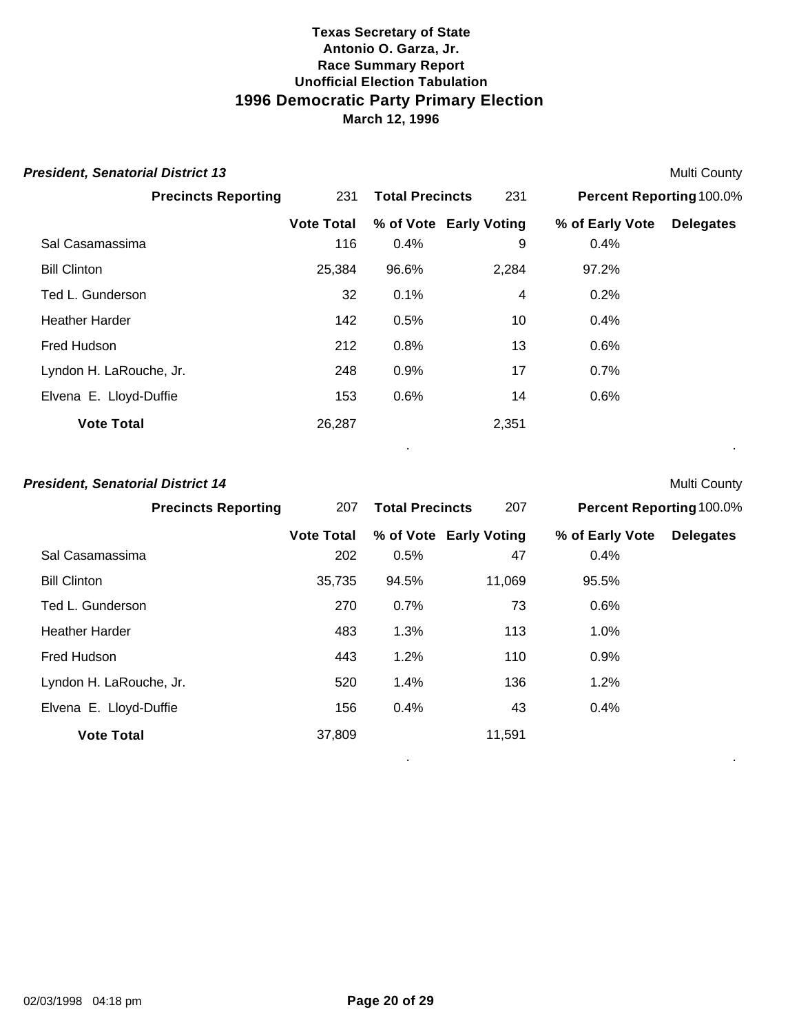**Texas Secretary of State**
**Antonio O. Garza, Jr.**
**Race Summary Report**
**Unofficial Election Tabulation**

# 1996 Democratic Party Primary Election

**March 12, 1996**

## *President, Senatorial District 13*

Multi County

| Precincts Reporting | 231 | Total Precincts | 231 | Percent Reporting | 100.0% |
|---|---|---|---|---|---|

| | Vote Total | % of Vote | Early Voting | % of Early Vote | Delegates |
|---|---|---|---|---|---|
| Sal Casamassima | 116 | 0.4% | 9 | 0.4% | |
| Bill Clinton | 25,384 | 96.6% | 2,284 | 97.2% | |
| Ted L. Gunderson | 32 | 0.1% | 4 | 0.2% | |
| Heather Harder | 142 | 0.5% | 10 | 0.4% | |
| Fred Hudson | 212 | 0.8% | 13 | 0.6% | |
| Lyndon H. LaRouche, Jr. | 248 | 0.9% | 17 | 0.7% | |
| Elvena E. Lloyd-Duffie | 153 | 0.6% | 14 | 0.6% | |
| **Vote Total** | 26,287 | | 2,351 | | |

## *President, Senatorial District 14*

Multi County

| Precincts Reporting | 207 | Total Precincts | 207 | Percent Reporting | 100.0% |
|---|---|---|---|---|---|

| | Vote Total | % of Vote | Early Voting | % of Early Vote | Delegates |
|---|---|---|---|---|---|
| Sal Casamassima | 202 | 0.5% | 47 | 0.4% | |
| Bill Clinton | 35,735 | 94.5% | 11,069 | 95.5% | |
| Ted L. Gunderson | 270 | 0.7% | 73 | 0.6% | |
| Heather Harder | 483 | 1.3% | 113 | 1.0% | |
| Fred Hudson | 443 | 1.2% | 110 | 0.9% | |
| Lyndon H. LaRouche, Jr. | 520 | 1.4% | 136 | 1.2% | |
| Elvena E. Lloyd-Duffie | 156 | 0.4% | 43 | 0.4% | |
| **Vote Total** | 37,809 | | 11,591 | | |

02/03/1998 04:18 pm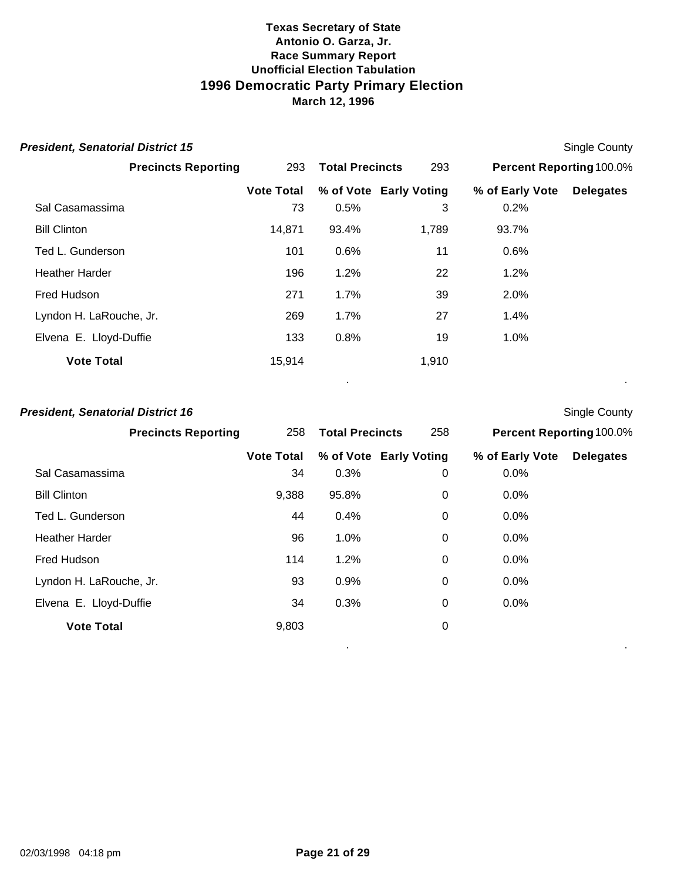**Texas Secretary of State**
**Antonio O. Garza, Jr.**
**Race Summary Report**
**Unofficial Election Tabulation**

# 1996 Democratic Party Primary Election

**March 12, 1996**

### *President, Senatorial District 15*

Single County

| **Precincts Reporting** | 293 | **Total Precincts** | 293 | **Percent Reporting** | 100.0% |
|---|---|---|---|---|---|

| | Vote Total | % of Vote | Early Voting | % of Early Vote | Delegates |
|---|---|---|---|---|---|
| Sal Casamassima | 73 | 0.5% | 3 | 0.2% | |
| Bill Clinton | 14,871 | 93.4% | 1,789 | 93.7% | |
| Ted L. Gunderson | 101 | 0.6% | 11 | 0.6% | |
| Heather Harder | 196 | 1.2% | 22 | 1.2% | |
| Fred Hudson | 271 | 1.7% | 39 | 2.0% | |
| Lyndon H. LaRouche, Jr. | 269 | 1.7% | 27 | 1.4% | |
| Elvena E. Lloyd-Duffie | 133 | 0.8% | 19 | 1.0% | |
| **Vote Total** | 15,914 | | 1,910 | | |

### *President, Senatorial District 16*

Single County

| **Precincts Reporting** | 258 | **Total Precincts** | 258 | **Percent Reporting** | 100.0% |
|---|---|---|---|---|---|

| | Vote Total | % of Vote | Early Voting | % of Early Vote | Delegates |
|---|---|---|---|---|---|
| Sal Casamassima | 34 | 0.3% | 0 | 0.0% | |
| Bill Clinton | 9,388 | 95.8% | 0 | 0.0% | |
| Ted L. Gunderson | 44 | 0.4% | 0 | 0.0% | |
| Heather Harder | 96 | 1.0% | 0 | 0.0% | |
| Fred Hudson | 114 | 1.2% | 0 | 0.0% | |
| Lyndon H. LaRouche, Jr. | 93 | 0.9% | 0 | 0.0% | |
| Elvena E. Lloyd-Duffie | 34 | 0.3% | 0 | 0.0% | |
| **Vote Total** | 9,803 | | 0 | | |

02/03/1998 04:18 pm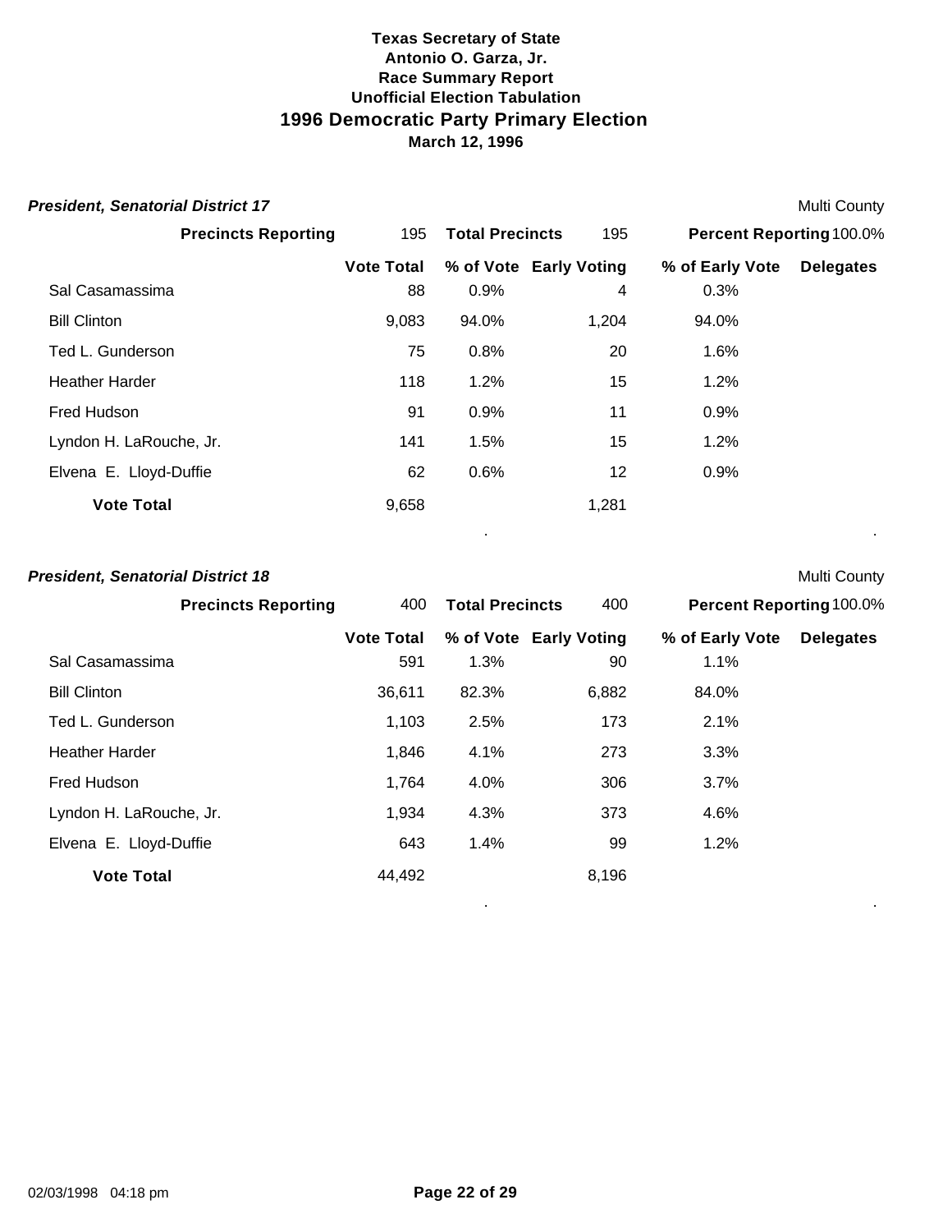**Texas Secretary of State**
**Antonio O. Garza, Jr.**
**Race Summary Report**
**Unofficial Election Tabulation**

# 1996 Democratic Party Primary Election

**March 12, 1996**

## *President, Senatorial District 17*

Multi County

| Precincts Reporting | 195 | Total Precincts | 195 | Percent Reporting 100.0% |
|---|---|---|---|---|

| | Vote Total | % of Vote | Early Voting | % of Early Vote | Delegates |
|---|---|---|---|---|---|
| Sal Casamassima | 88 | 0.9% | 4 | 0.3% | |
| Bill Clinton | 9,083 | 94.0% | 1,204 | 94.0% | |
| Ted L. Gunderson | 75 | 0.8% | 20 | 1.6% | |
| Heather Harder | 118 | 1.2% | 15 | 1.2% | |
| Fred Hudson | 91 | 0.9% | 11 | 0.9% | |
| Lyndon H. LaRouche, Jr. | 141 | 1.5% | 15 | 1.2% | |
| Elvena E. Lloyd-Duffie | 62 | 0.6% | 12 | 0.9% | |
| **Vote Total** | 9,658 | | 1,281 | | |

## *President, Senatorial District 18*

Multi County

| Precincts Reporting | 400 | Total Precincts | 400 | Percent Reporting 100.0% |
|---|---|---|---|---|

| | Vote Total | % of Vote | Early Voting | % of Early Vote | Delegates |
|---|---|---|---|---|---|
| Sal Casamassima | 591 | 1.3% | 90 | 1.1% | |
| Bill Clinton | 36,611 | 82.3% | 6,882 | 84.0% | |
| Ted L. Gunderson | 1,103 | 2.5% | 173 | 2.1% | |
| Heather Harder | 1,846 | 4.1% | 273 | 3.3% | |
| Fred Hudson | 1,764 | 4.0% | 306 | 3.7% | |
| Lyndon H. LaRouche, Jr. | 1,934 | 4.3% | 373 | 4.6% | |
| Elvena E. Lloyd-Duffie | 643 | 1.4% | 99 | 1.2% | |
| **Vote Total** | 44,492 | | 8,196 | | |

02/03/1998 04:18 pm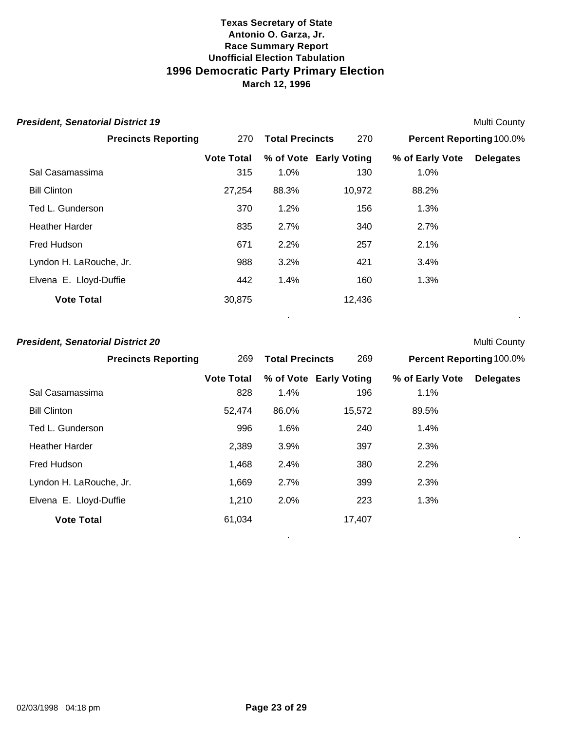# Texas Secretary of State
## Antonio O. Garza, Jr.
### Race Summary Report
### Unofficial Election Tabulation
## 1996 Democratic Party Primary Election
### March 12, 1996

***President, Senatorial District 19*** — Multi County

| Precincts Reporting | 270 | Total Precincts | 270 | Percent Reporting 100.0% | |
|---|---|---|---|---|---|
| | **Vote Total** | **% of Vote** | **Early Voting** | **% of Early Vote** | **Delegates** |
| Sal Casamassima | 315 | 1.0% | 130 | 1.0% | |
| Bill Clinton | 27,254 | 88.3% | 10,972 | 88.2% | |
| Ted L. Gunderson | 370 | 1.2% | 156 | 1.3% | |
| Heather Harder | 835 | 2.7% | 340 | 2.7% | |
| Fred Hudson | 671 | 2.2% | 257 | 2.1% | |
| Lyndon H. LaRouche, Jr. | 988 | 3.2% | 421 | 3.4% | |
| Elvena E. Lloyd-Duffie | 442 | 1.4% | 160 | 1.3% | |
| **Vote Total** | 30,875 | | 12,436 | | |

***President, Senatorial District 20*** — Multi County

| Precincts Reporting | 269 | Total Precincts | 269 | Percent Reporting 100.0% | |
|---|---|---|---|---|---|
| | **Vote Total** | **% of Vote** | **Early Voting** | **% of Early Vote** | **Delegates** |
| Sal Casamassima | 828 | 1.4% | 196 | 1.1% | |
| Bill Clinton | 52,474 | 86.0% | 15,572 | 89.5% | |
| Ted L. Gunderson | 996 | 1.6% | 240 | 1.4% | |
| Heather Harder | 2,389 | 3.9% | 397 | 2.3% | |
| Fred Hudson | 1,468 | 2.4% | 380 | 2.2% | |
| Lyndon H. LaRouche, Jr. | 1,669 | 2.7% | 399 | 2.3% | |
| Elvena E. Lloyd-Duffie | 1,210 | 2.0% | 223 | 1.3% | |
| **Vote Total** | 61,034 | | 17,407 | | |

02/03/1998 04:18 pm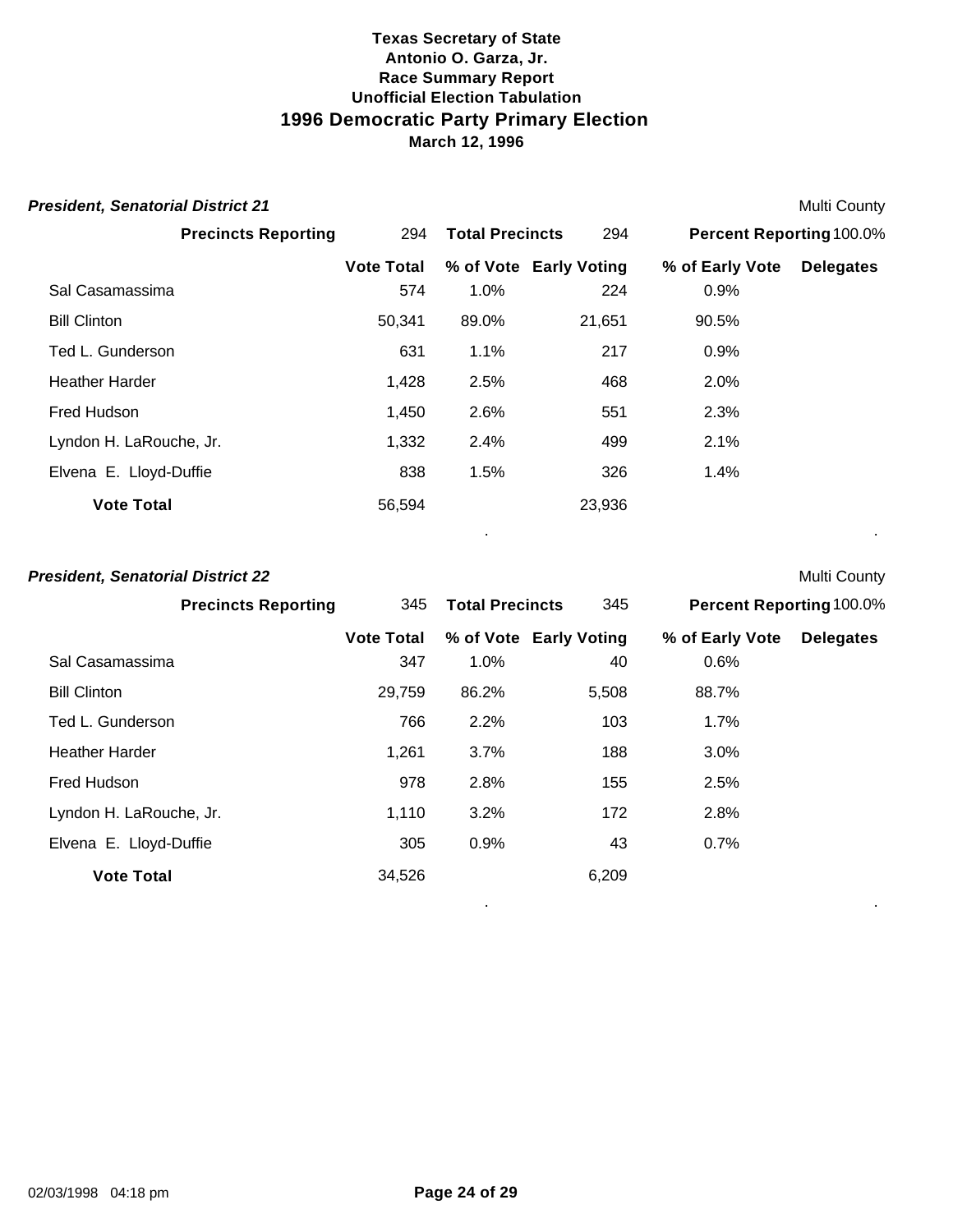**Texas Secretary of State**
**Antonio O. Garza, Jr.**
**Race Summary Report**
**Unofficial Election Tabulation**

# 1996 Democratic Party Primary Election

**March 12, 1996**

### *President, Senatorial District 21*

Multi County

**Precincts Reporting** 294 **Total Precincts** 294 **Percent Reporting** 100.0%

| | Vote Total | % of Vote | Early Voting | % of Early Vote | Delegates |
|---|---|---|---|---|---|
| Sal Casamassima | 574 | 1.0% | 224 | 0.9% | |
| Bill Clinton | 50,341 | 89.0% | 21,651 | 90.5% | |
| Ted L. Gunderson | 631 | 1.1% | 217 | 0.9% | |
| Heather Harder | 1,428 | 2.5% | 468 | 2.0% | |
| Fred Hudson | 1,450 | 2.6% | 551 | 2.3% | |
| Lyndon H. LaRouche, Jr. | 1,332 | 2.4% | 499 | 2.1% | |
| Elvena E. Lloyd-Duffie | 838 | 1.5% | 326 | 1.4% | |
| **Vote Total** | 56,594 | | 23,936 | | |

### *President, Senatorial District 22*

Multi County

**Precincts Reporting** 345 **Total Precincts** 345 **Percent Reporting** 100.0%

| | Vote Total | % of Vote | Early Voting | % of Early Vote | Delegates |
|---|---|---|---|---|---|
| Sal Casamassima | 347 | 1.0% | 40 | 0.6% | |
| Bill Clinton | 29,759 | 86.2% | 5,508 | 88.7% | |
| Ted L. Gunderson | 766 | 2.2% | 103 | 1.7% | |
| Heather Harder | 1,261 | 3.7% | 188 | 3.0% | |
| Fred Hudson | 978 | 2.8% | 155 | 2.5% | |
| Lyndon H. LaRouche, Jr. | 1,110 | 3.2% | 172 | 2.8% | |
| Elvena E. Lloyd-Duffie | 305 | 0.9% | 43 | 0.7% | |
| **Vote Total** | 34,526 | | 6,209 | | |

02/03/1998 04:18 pm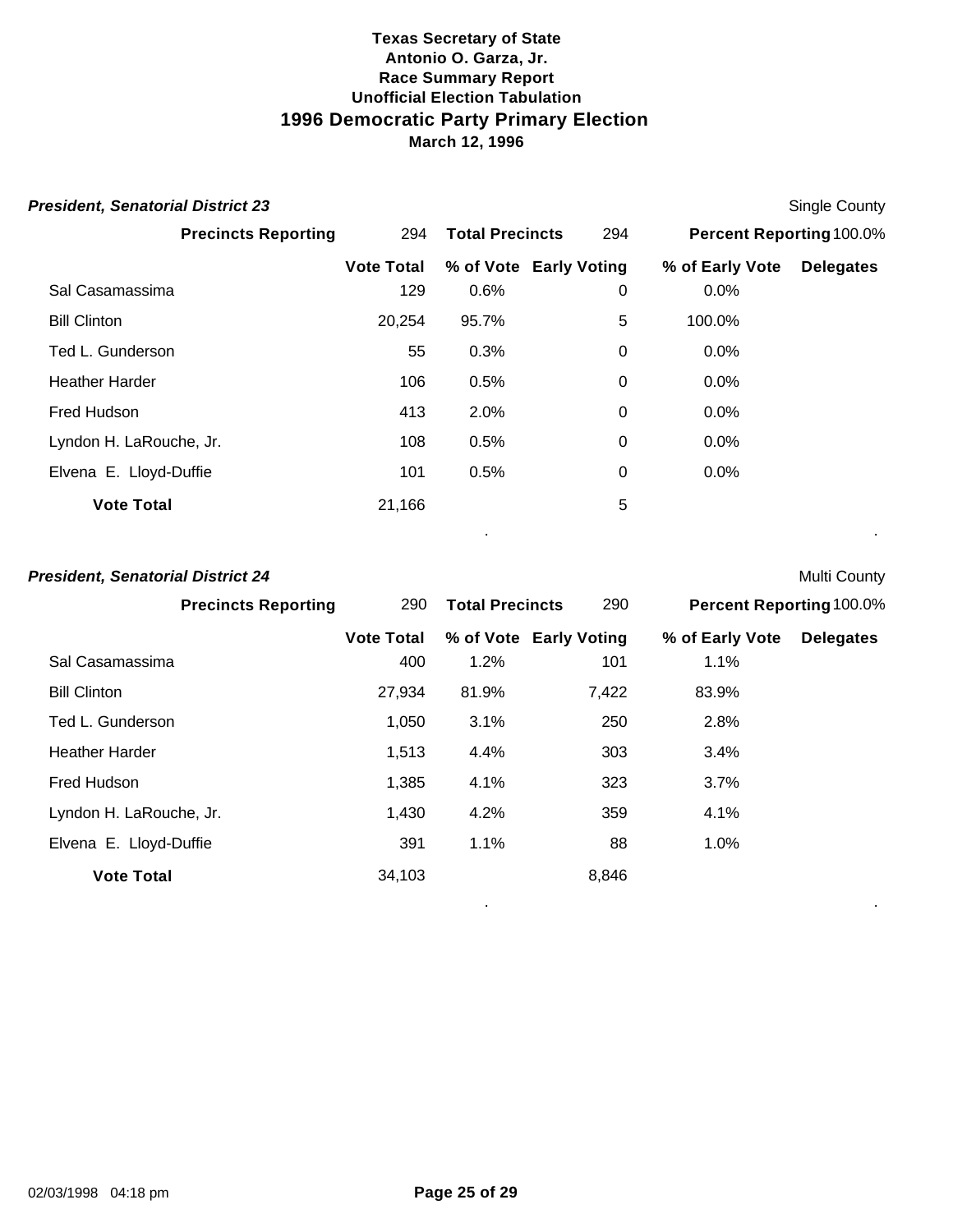# Texas Secretary of State
## Antonio O. Garza, Jr.
### Race Summary Report
### Unofficial Election Tabulation
## 1996 Democratic Party Primary Election
### March 12, 1996

***President, Senatorial District 23*** — Single County

**Precincts Reporting** 294 **Total Precincts** 294 **Percent Reporting** 100.0%

| | Vote Total | % of Vote | Early Voting | % of Early Vote | Delegates |
|---|---|---|---|---|---|
| Sal Casamassima | 129 | 0.6% | 0 | 0.0% | |
| Bill Clinton | 20,254 | 95.7% | 5 | 100.0% | |
| Ted L. Gunderson | 55 | 0.3% | 0 | 0.0% | |
| Heather Harder | 106 | 0.5% | 0 | 0.0% | |
| Fred Hudson | 413 | 2.0% | 0 | 0.0% | |
| Lyndon H. LaRouche, Jr. | 108 | 0.5% | 0 | 0.0% | |
| Elvena E. Lloyd-Duffie | 101 | 0.5% | 0 | 0.0% | |
| **Vote Total** | 21,166 | | 5 | | |

***President, Senatorial District 24*** — Multi County

**Precincts Reporting** 290 **Total Precincts** 290 **Percent Reporting** 100.0%

| | Vote Total | % of Vote | Early Voting | % of Early Vote | Delegates |
|---|---|---|---|---|---|
| Sal Casamassima | 400 | 1.2% | 101 | 1.1% | |
| Bill Clinton | 27,934 | 81.9% | 7,422 | 83.9% | |
| Ted L. Gunderson | 1,050 | 3.1% | 250 | 2.8% | |
| Heather Harder | 1,513 | 4.4% | 303 | 3.4% | |
| Fred Hudson | 1,385 | 4.1% | 323 | 3.7% | |
| Lyndon H. LaRouche, Jr. | 1,430 | 4.2% | 359 | 4.1% | |
| Elvena E. Lloyd-Duffie | 391 | 1.1% | 88 | 1.0% | |
| **Vote Total** | 34,103 | | 8,846 | | |

02/03/1998 04:18 pm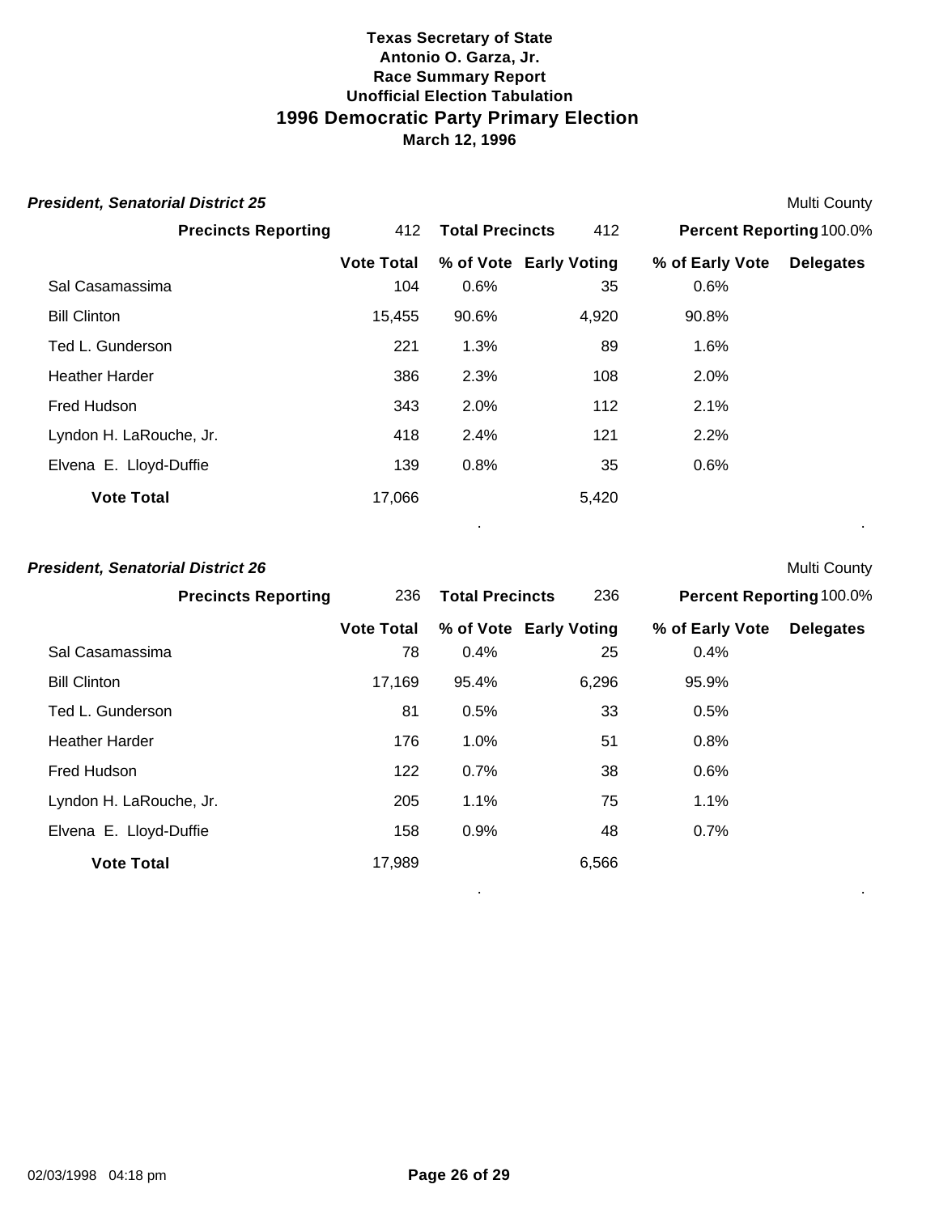**Texas Secretary of State**
**Antonio O. Garza, Jr.**
**Race Summary Report**
**Unofficial Election Tabulation**

# 1996 Democratic Party Primary Election

**March 12, 1996**

### *President, Senatorial District 25*

Multi County

| **Precincts Reporting** | 412 | **Total Precincts** | 412 | **Percent Reporting** 100.0% | |
|---|---|---|---|---|---|
| | **Vote Total** | **% of Vote** | **Early Voting** | **% of Early Vote** | **Delegates** |
| Sal Casamassima | 104 | 0.6% | 35 | 0.6% | |
| Bill Clinton | 15,455 | 90.6% | 4,920 | 90.8% | |
| Ted L. Gunderson | 221 | 1.3% | 89 | 1.6% | |
| Heather Harder | 386 | 2.3% | 108 | 2.0% | |
| Fred Hudson | 343 | 2.0% | 112 | 2.1% | |
| Lyndon H. LaRouche, Jr. | 418 | 2.4% | 121 | 2.2% | |
| Elvena E. Lloyd-Duffie | 139 | 0.8% | 35 | 0.6% | |
| **Vote Total** | 17,066 | | 5,420 | | |

### *President, Senatorial District 26*

Multi County

| **Precincts Reporting** | 236 | **Total Precincts** | 236 | **Percent Reporting** 100.0% | |
|---|---|---|---|---|---|
| | **Vote Total** | **% of Vote** | **Early Voting** | **% of Early Vote** | **Delegates** |
| Sal Casamassima | 78 | 0.4% | 25 | 0.4% | |
| Bill Clinton | 17,169 | 95.4% | 6,296 | 95.9% | |
| Ted L. Gunderson | 81 | 0.5% | 33 | 0.5% | |
| Heather Harder | 176 | 1.0% | 51 | 0.8% | |
| Fred Hudson | 122 | 0.7% | 38 | 0.6% | |
| Lyndon H. LaRouche, Jr. | 205 | 1.1% | 75 | 1.1% | |
| Elvena E. Lloyd-Duffie | 158 | 0.9% | 48 | 0.7% | |
| **Vote Total** | 17,989 | | 6,566 | | |

02/03/1998 04:18 pm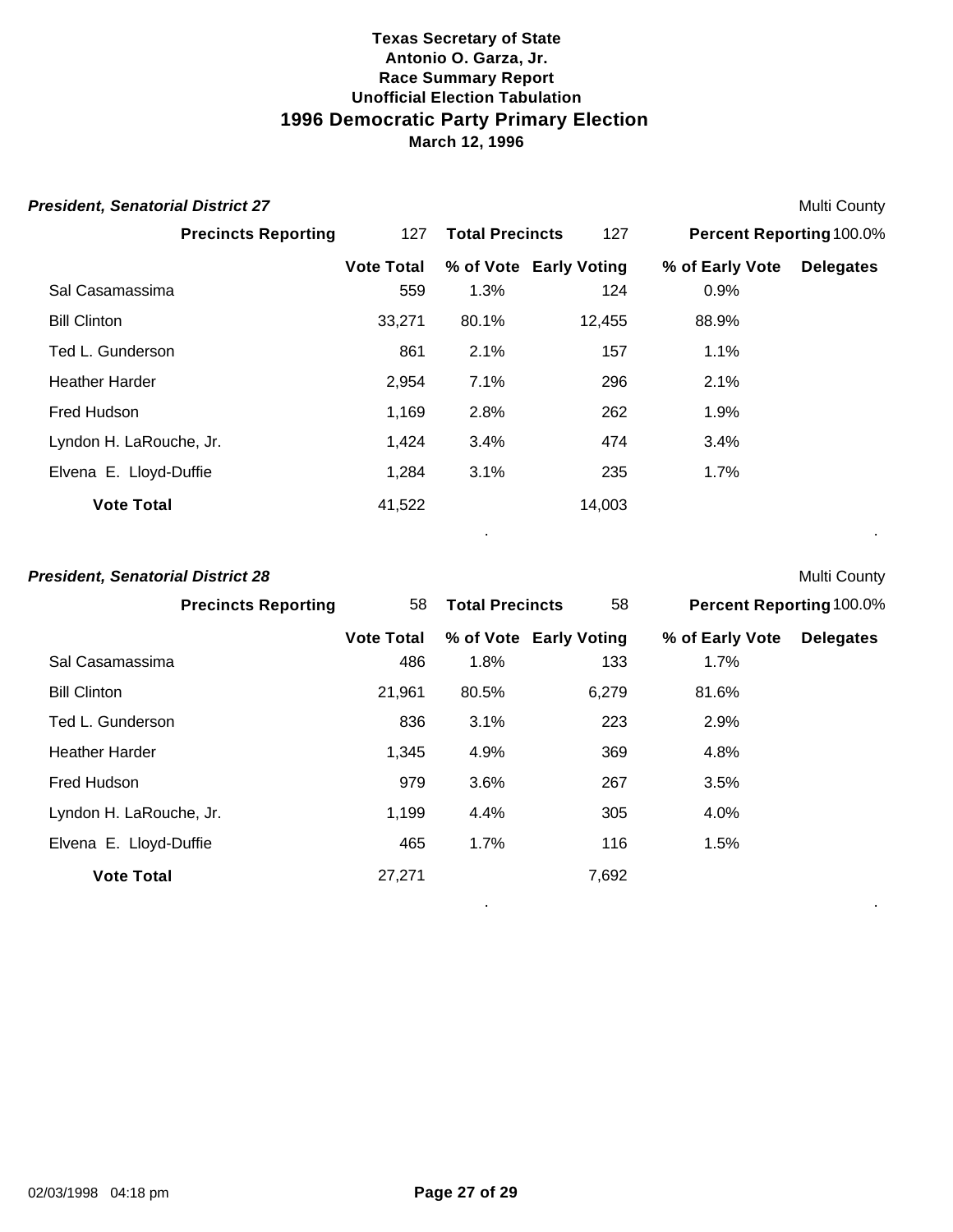**Texas Secretary of State**
**Antonio O. Garza, Jr.**
**Race Summary Report**
**Unofficial Election Tabulation**

# 1996 Democratic Party Primary Election

**March 12, 1996**

### *President, Senatorial District 27*

Multi County

| Precincts Reporting | 127 | Total Precincts | 127 | Percent Reporting 100.0% | |
|---|---|---|---|---|---|
| | **Vote Total** | **% of Vote** | **Early Voting** | **% of Early Vote** | **Delegates** |
| Sal Casamassima | 559 | 1.3% | 124 | 0.9% | |
| Bill Clinton | 33,271 | 80.1% | 12,455 | 88.9% | |
| Ted L. Gunderson | 861 | 2.1% | 157 | 1.1% | |
| Heather Harder | 2,954 | 7.1% | 296 | 2.1% | |
| Fred Hudson | 1,169 | 2.8% | 262 | 1.9% | |
| Lyndon H. LaRouche, Jr. | 1,424 | 3.4% | 474 | 3.4% | |
| Elvena E. Lloyd-Duffie | 1,284 | 3.1% | 235 | 1.7% | |
| **Vote Total** | 41,522 | | 14,003 | | |

### *President, Senatorial District 28*

Multi County

| Precincts Reporting | 58 | Total Precincts | 58 | Percent Reporting 100.0% | |
|---|---|---|---|---|---|
| | **Vote Total** | **% of Vote** | **Early Voting** | **% of Early Vote** | **Delegates** |
| Sal Casamassima | 486 | 1.8% | 133 | 1.7% | |
| Bill Clinton | 21,961 | 80.5% | 6,279 | 81.6% | |
| Ted L. Gunderson | 836 | 3.1% | 223 | 2.9% | |
| Heather Harder | 1,345 | 4.9% | 369 | 4.8% | |
| Fred Hudson | 979 | 3.6% | 267 | 3.5% | |
| Lyndon H. LaRouche, Jr. | 1,199 | 4.4% | 305 | 4.0% | |
| Elvena E. Lloyd-Duffie | 465 | 1.7% | 116 | 1.5% | |
| **Vote Total** | 27,271 | | 7,692 | | |

02/03/1998 04:18 pm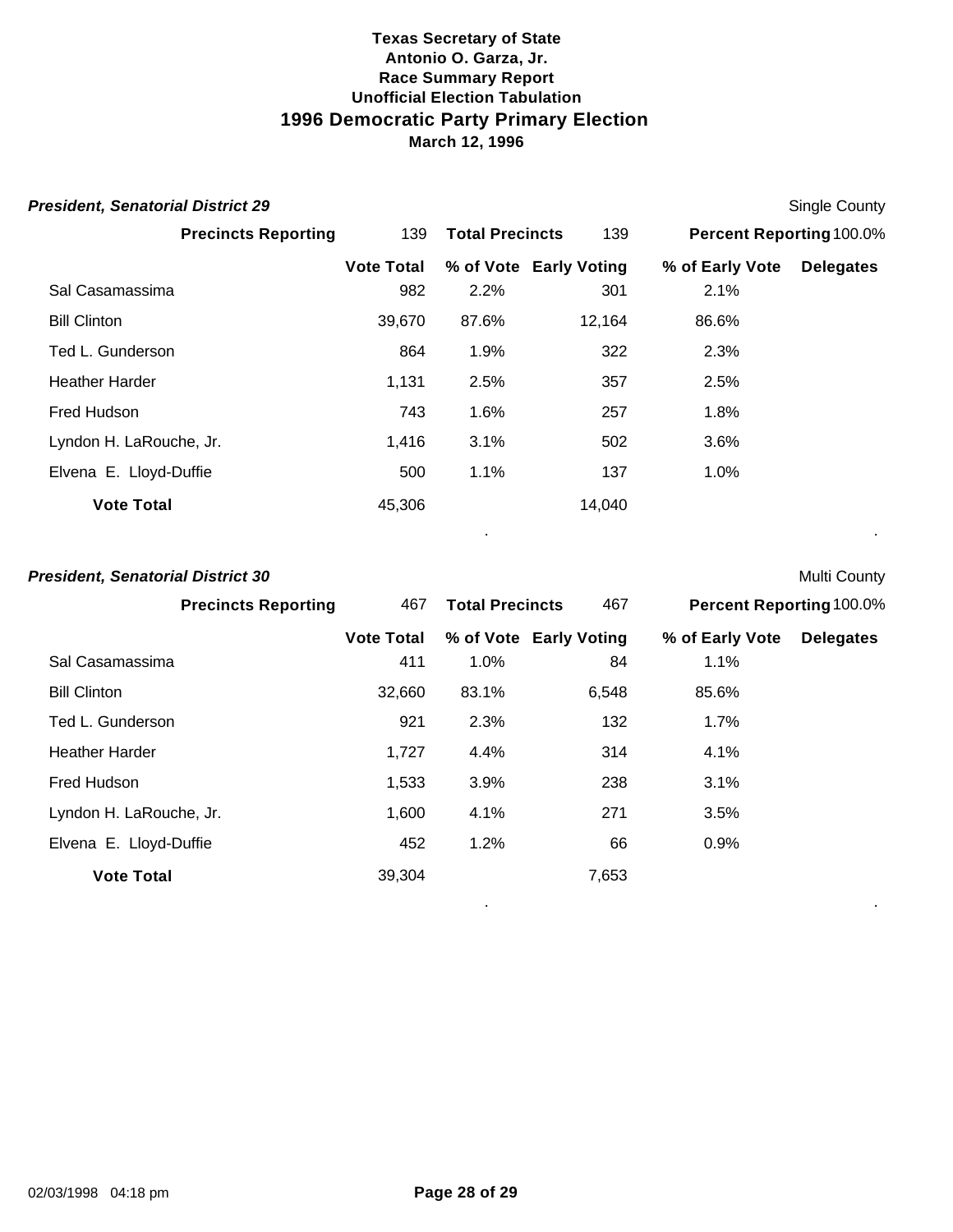**Texas Secretary of State**
**Antonio O. Garza, Jr.**
**Race Summary Report**
**Unofficial Election Tabulation**

# 1996 Democratic Party Primary Election

**March 12, 1996**

### *President, Senatorial District 29*

Single County

| Precincts Reporting | 139 | Total Precincts | 139 | Percent Reporting | 100.0% |
|---|---|---|---|---|---|

| | Vote Total | % of Vote | Early Voting | % of Early Vote | Delegates |
|---|---|---|---|---|---|
| Sal Casamassima | 982 | 2.2% | 301 | 2.1% | |
| Bill Clinton | 39,670 | 87.6% | 12,164 | 86.6% | |
| Ted L. Gunderson | 864 | 1.9% | 322 | 2.3% | |
| Heather Harder | 1,131 | 2.5% | 357 | 2.5% | |
| Fred Hudson | 743 | 1.6% | 257 | 1.8% | |
| Lyndon H. LaRouche, Jr. | 1,416 | 3.1% | 502 | 3.6% | |
| Elvena E. Lloyd-Duffie | 500 | 1.1% | 137 | 1.0% | |
| **Vote Total** | 45,306 | | 14,040 | | |

### *President, Senatorial District 30*

Multi County

| Precincts Reporting | 467 | Total Precincts | 467 | Percent Reporting | 100.0% |
|---|---|---|---|---|---|

| | Vote Total | % of Vote | Early Voting | % of Early Vote | Delegates |
|---|---|---|---|---|---|
| Sal Casamassima | 411 | 1.0% | 84 | 1.1% | |
| Bill Clinton | 32,660 | 83.1% | 6,548 | 85.6% | |
| Ted L. Gunderson | 921 | 2.3% | 132 | 1.7% | |
| Heather Harder | 1,727 | 4.4% | 314 | 4.1% | |
| Fred Hudson | 1,533 | 3.9% | 238 | 3.1% | |
| Lyndon H. LaRouche, Jr. | 1,600 | 4.1% | 271 | 3.5% | |
| Elvena E. Lloyd-Duffie | 452 | 1.2% | 66 | 0.9% | |
| **Vote Total** | 39,304 | | 7,653 | | |

02/03/1998 04:18 pm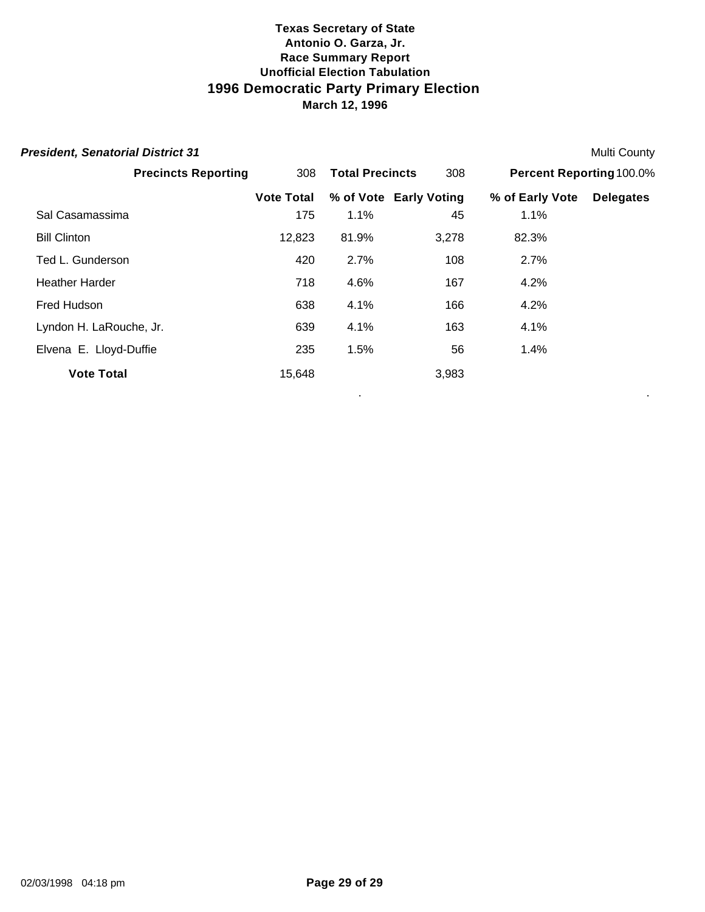**Texas Secretary of State**
**Antonio O. Garza, Jr.**
**Race Summary Report**
**Unofficial Election Tabulation**

# 1996 Democratic Party Primary Election

**March 12, 1996**

***President, Senatorial District 31*** — Multi County

**Precincts Reporting** 308 **Total Precincts** 308 **Percent Reporting** 100.0%

| | Vote Total | % of Vote | Early Voting | % of Early Vote | Delegates |
|---|---|---|---|---|---|
| Sal Casamassima | 175 | 1.1% | 45 | 1.1% | |
| Bill Clinton | 12,823 | 81.9% | 3,278 | 82.3% | |
| Ted L. Gunderson | 420 | 2.7% | 108 | 2.7% | |
| Heather Harder | 718 | 4.6% | 167 | 4.2% | |
| Fred Hudson | 638 | 4.1% | 166 | 4.2% | |
| Lyndon H. LaRouche, Jr. | 639 | 4.1% | 163 | 4.1% | |
| Elvena E. Lloyd-Duffie | 235 | 1.5% | 56 | 1.4% | |
| **Vote Total** | 15,648 | | 3,983 | | |

02/03/1998 04:18 pm